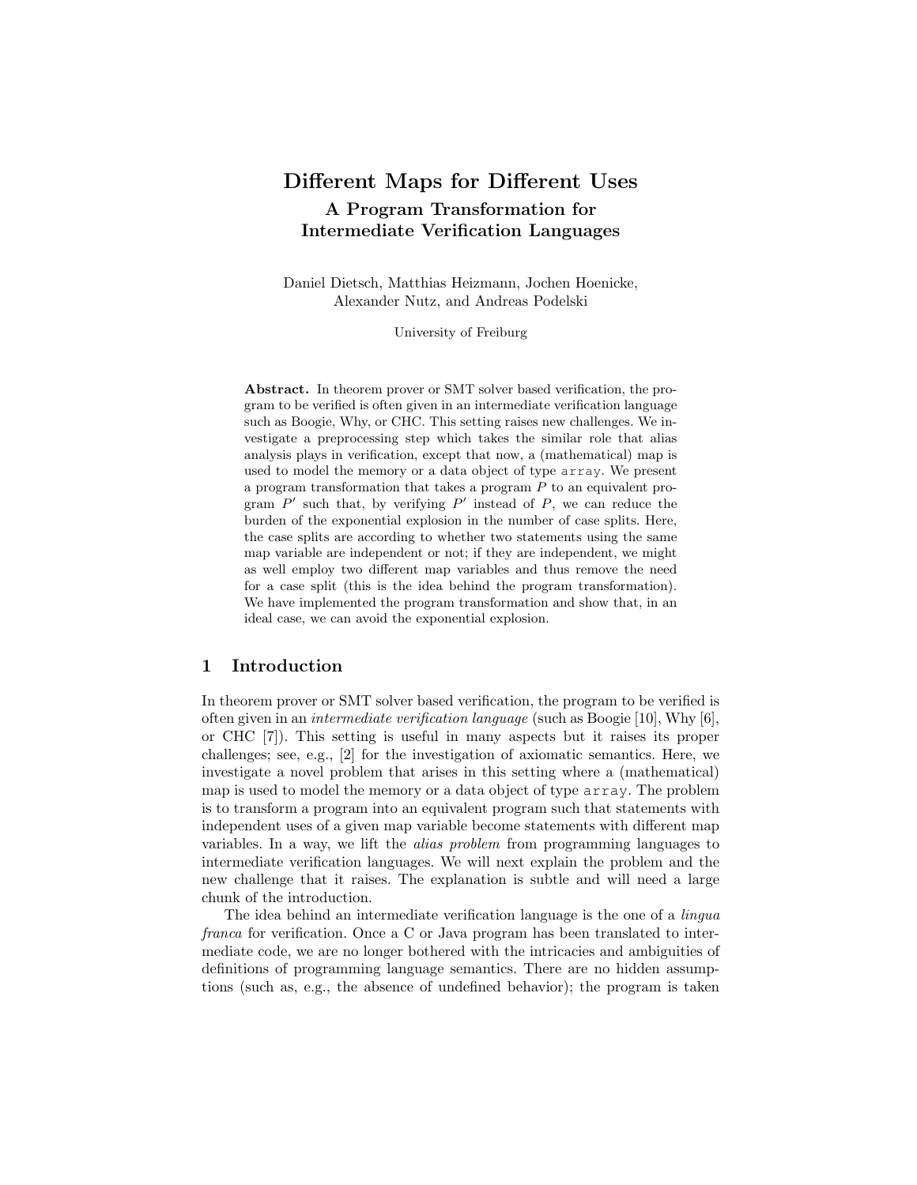# Different Maps for Different Uses

## A Program Transformation for Intermediate Verification Languages

Daniel Dietsch, Matthias Heizmann, Jochen Hoenicke, Alexander Nutz, and Andreas Podelski

University of Freiburg

**Abstract.** In theorem prover or SMT solver based verification, the program to be verified is often given in an intermediate verification language such as Boogie, Why, or CHC. This setting raises new challenges. We investigate a preprocessing step which takes the similar role that alias analysis plays in verification, except that now, a (mathematical) map is used to model the memory or a data object of type `array`. We present a program transformation that takes a program $P$ to an equivalent program $P'$ such that, by verifying $P'$ instead of $P$, we can reduce the burden of the exponential explosion in the number of case splits. Here, the case splits are according to whether two statements using the same map variable are independent or not; if they are independent, we might as well employ two different map variables and thus remove the need for a case split (this is the idea behind the program transformation). We have implemented the program transformation and show that, in an ideal case, we can avoid the exponential explosion.

## 1 Introduction

In theorem prover or SMT solver based verification, the program to be verified is often given in an *intermediate verification language* (such as Boogie [10], Why [6], or CHC [7]). This setting is useful in many aspects but it raises its proper challenges; see, e.g., [2] for the investigation of axiomatic semantics. Here, we investigate a novel problem that arises in this setting where a (mathematical) map is used to model the memory or a data object of type `array`. The problem is to transform a program into an equivalent program such that statements with independent uses of a given map variable become statements with different map variables. In a way, we lift the *alias problem* from programming languages to intermediate verification languages. We will next explain the problem and the new challenge that it raises. The explanation is subtle and will need a large chunk of the introduction.

The idea behind an intermediate verification language is the one of a *lingua franca* for verification. Once a C or Java program has been translated to intermediate code, we are no longer bothered with the intricacies and ambiguities of definitions of programming language semantics. There are no hidden assumptions (such as, e.g., the absence of undefined behavior); the program is taken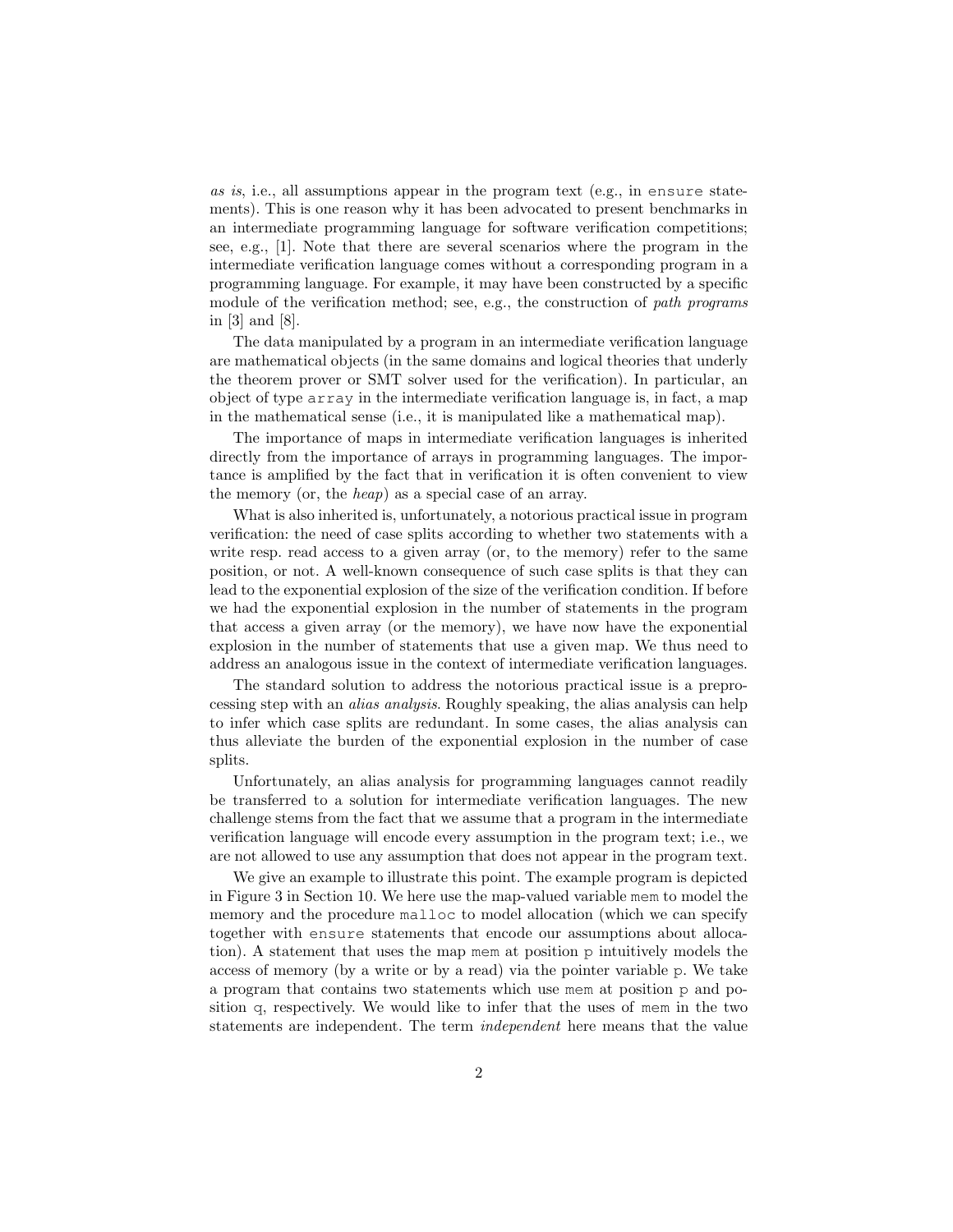*as is*, i.e., all assumptions appear in the program text (e.g., in `ensure` statements). This is one reason why it has been advocated to present benchmarks in an intermediate programming language for software verification competitions; see, e.g., [1]. Note that there are several scenarios where the program in the intermediate verification language comes without a corresponding program in a programming language. For example, it may have been constructed by a specific module of the verification method; see, e.g., the construction of *path programs* in [3] and [8].

The data manipulated by a program in an intermediate verification language are mathematical objects (in the same domains and logical theories that underly the theorem prover or SMT solver used for the verification). In particular, an object of type `array` in the intermediate verification language is, in fact, a map in the mathematical sense (i.e., it is manipulated like a mathematical map).

The importance of maps in intermediate verification languages is inherited directly from the importance of arrays in programming languages. The importance is amplified by the fact that in verification it is often convenient to view the memory (or, the *heap*) as a special case of an array.

What is also inherited is, unfortunately, a notorious practical issue in program verification: the need of case splits according to whether two statements with a write resp. read access to a given array (or, to the memory) refer to the same position, or not. A well-known consequence of such case splits is that they can lead to the exponential explosion of the size of the verification condition. If before we had the exponential explosion in the number of statements in the program that access a given array (or the memory), we have now have the exponential explosion in the number of statements that use a given map. We thus need to address an analogous issue in the context of intermediate verification languages.

The standard solution to address the notorious practical issue is a preprocessing step with an *alias analysis*. Roughly speaking, the alias analysis can help to infer which case splits are redundant. In some cases, the alias analysis can thus alleviate the burden of the exponential explosion in the number of case splits.

Unfortunately, an alias analysis for programming languages cannot readily be transferred to a solution for intermediate verification languages. The new challenge stems from the fact that we assume that a program in the intermediate verification language will encode every assumption in the program text; i.e., we are not allowed to use any assumption that does not appear in the program text.

We give an example to illustrate this point. The example program is depicted in Figure 3 in Section 10. We here use the map-valued variable `mem` to model the memory and the procedure `malloc` to model allocation (which we can specify together with `ensure` statements that encode our assumptions about allocation). A statement that uses the map `mem` at position `p` intuitively models the access of memory (by a write or by a read) via the pointer variable `p`. We take a program that contains two statements which use `mem` at position `p` and position `q`, respectively. We would like to infer that the uses of `mem` in the two statements are independent. The term *independent* here means that the value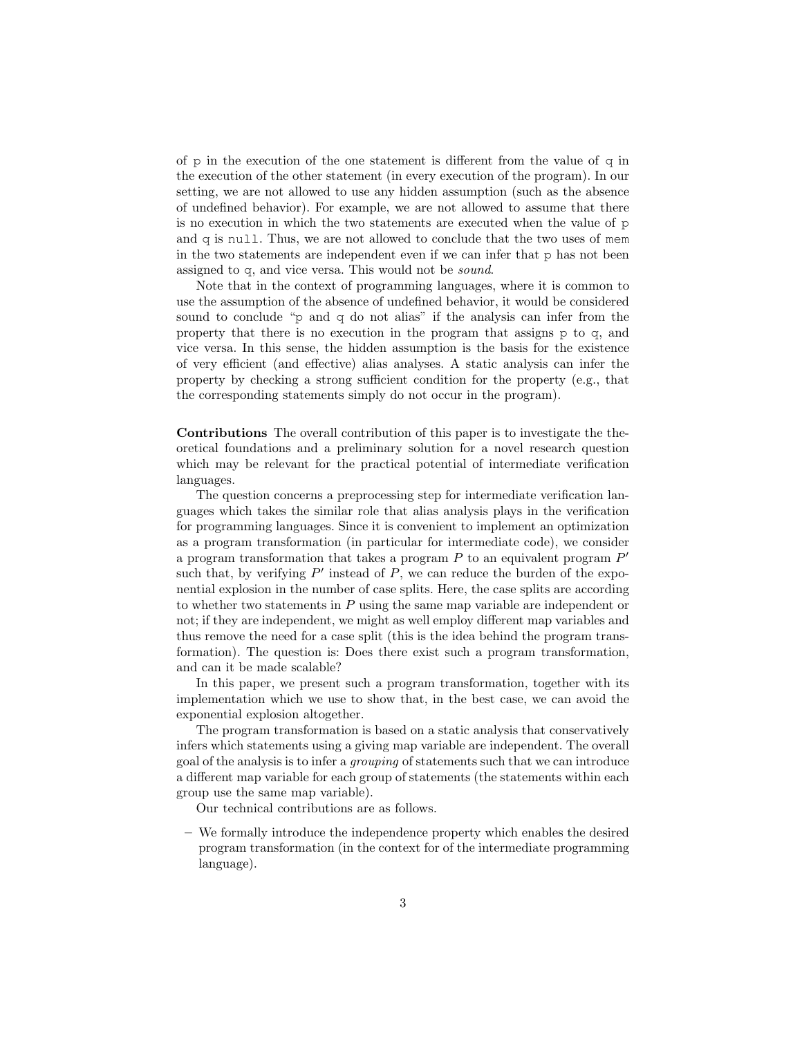of `p` in the execution of the one statement is different from the value of `q` in the execution of the other statement (in every execution of the program). In our setting, we are not allowed to use any hidden assumption (such as the absence of undefined behavior). For example, we are not allowed to assume that there is no execution in which the two statements are executed when the value of `p` and `q` is `null`. Thus, we are not allowed to conclude that the two uses of `mem` in the two statements are independent even if we can infer that `p` has not been assigned to `q`, and vice versa. This would not be *sound*.

Note that in the context of programming languages, where it is common to use the assumption of the absence of undefined behavior, it would be considered sound to conclude "p and q do not alias" if the analysis can infer from the property that there is no execution in the program that assigns p to q, and vice versa. In this sense, the hidden assumption is the basis for the existence of very efficient (and effective) alias analyses. A static analysis can infer the property by checking a strong sufficient condition for the property (e.g., that the corresponding statements simply do not occur in the program).

**Contributions** The overall contribution of this paper is to investigate the theoretical foundations and a preliminary solution for a novel research question which may be relevant for the practical potential of intermediate verification languages.

The question concerns a preprocessing step for intermediate verification languages which takes the similar role that alias analysis plays in the verification for programming languages. Since it is convenient to implement an optimization as a program transformation (in particular for intermediate code), we consider a program transformation that takes a program $P$ to an equivalent program $P'$ such that, by verifying $P'$ instead of $P$, we can reduce the burden of the exponential explosion in the number of case splits. Here, the case splits are according to whether two statements in $P$ using the same map variable are independent or not; if they are independent, we might as well employ different map variables and thus remove the need for a case split (this is the idea behind the program transformation). The question is: Does there exist such a program transformation, and can it be made scalable?

In this paper, we present such a program transformation, together with its implementation which we use to show that, in the best case, we can avoid the exponential explosion altogether.

The program transformation is based on a static analysis that conservatively infers which statements using a giving map variable are independent. The overall goal of the analysis is to infer a *grouping* of statements such that we can introduce a different map variable for each group of statements (the statements within each group use the same map variable).

Our technical contributions are as follows.

– We formally introduce the independence property which enables the desired program transformation (in the context for of the intermediate programming language).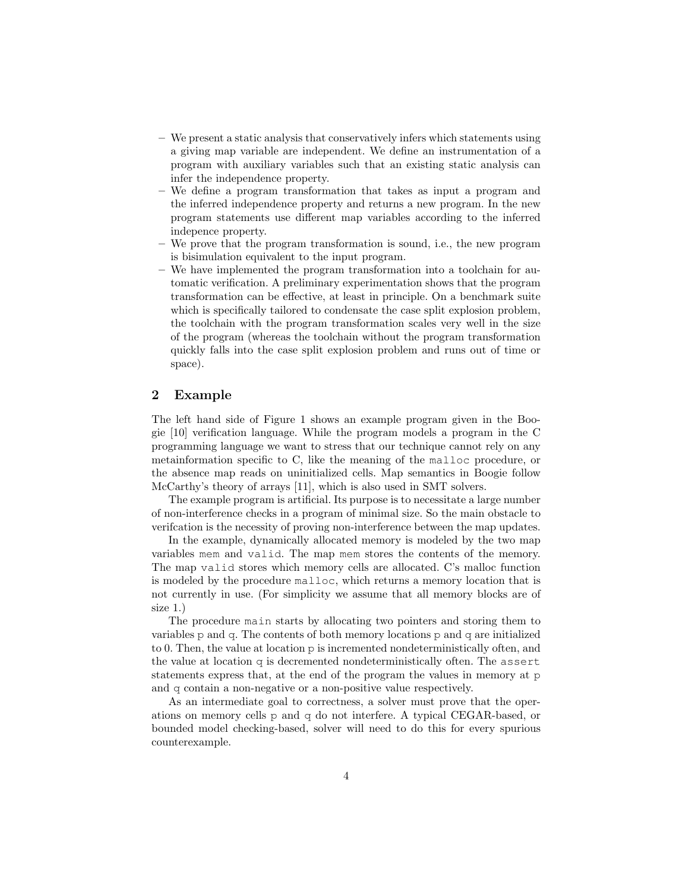- We present a static analysis that conservatively infers which statements using a giving map variable are independent. We define an instrumentation of a program with auxiliary variables such that an existing static analysis can infer the independence property.
- We define a program transformation that takes as input a program and the inferred independence property and returns a new program. In the new program statements use different map variables according to the inferred indepence property.
- We prove that the program transformation is sound, i.e., the new program is bisimulation equivalent to the input program.
- We have implemented the program transformation into a toolchain for automatic verification. A preliminary experimentation shows that the program transformation can be effective, at least in principle. On a benchmark suite which is specifically tailored to condensate the case split explosion problem, the toolchain with the program transformation scales very well in the size of the program (whereas the toolchain without the program transformation quickly falls into the case split explosion problem and runs out of time or space).

## 2 Example

The left hand side of Figure 1 shows an example program given in the Boogie [10] verification language. While the program models a program in the C programming language we want to stress that our technique cannot rely on any metainformation specific to C, like the meaning of the `malloc` procedure, or the absence map reads on uninitialized cells. Map semantics in Boogie follow McCarthy's theory of arrays [11], which is also used in SMT solvers.

The example program is artificial. Its purpose is to necessitate a large number of non-interference checks in a program of minimal size. So the main obstacle to verifcation is the necessity of proving non-interference between the map updates.

In the example, dynamically allocated memory is modeled by the two map variables `mem` and `valid`. The map `mem` stores the contents of the memory. The map `valid` stores which memory cells are allocated. C's malloc function is modeled by the procedure `malloc`, which returns a memory location that is not currently in use. (For simplicity we assume that all memory blocks are of size 1.)

The procedure `main` starts by allocating two pointers and storing them to variables `p` and `q`. The contents of both memory locations `p` and `q` are initialized to 0. Then, the value at location `p` is incremented nondeterministically often, and the value at location `q` is decremented nondeterministically often. The `assert` statements express that, at the end of the program the values in memory at `p` and `q` contain a non-negative or a non-positive value respectively.

As an intermediate goal to correctness, a solver must prove that the operations on memory cells `p` and `q` do not interfere. A typical CEGAR-based, or bounded model checking-based, solver will need to do this for every spurious counterexample.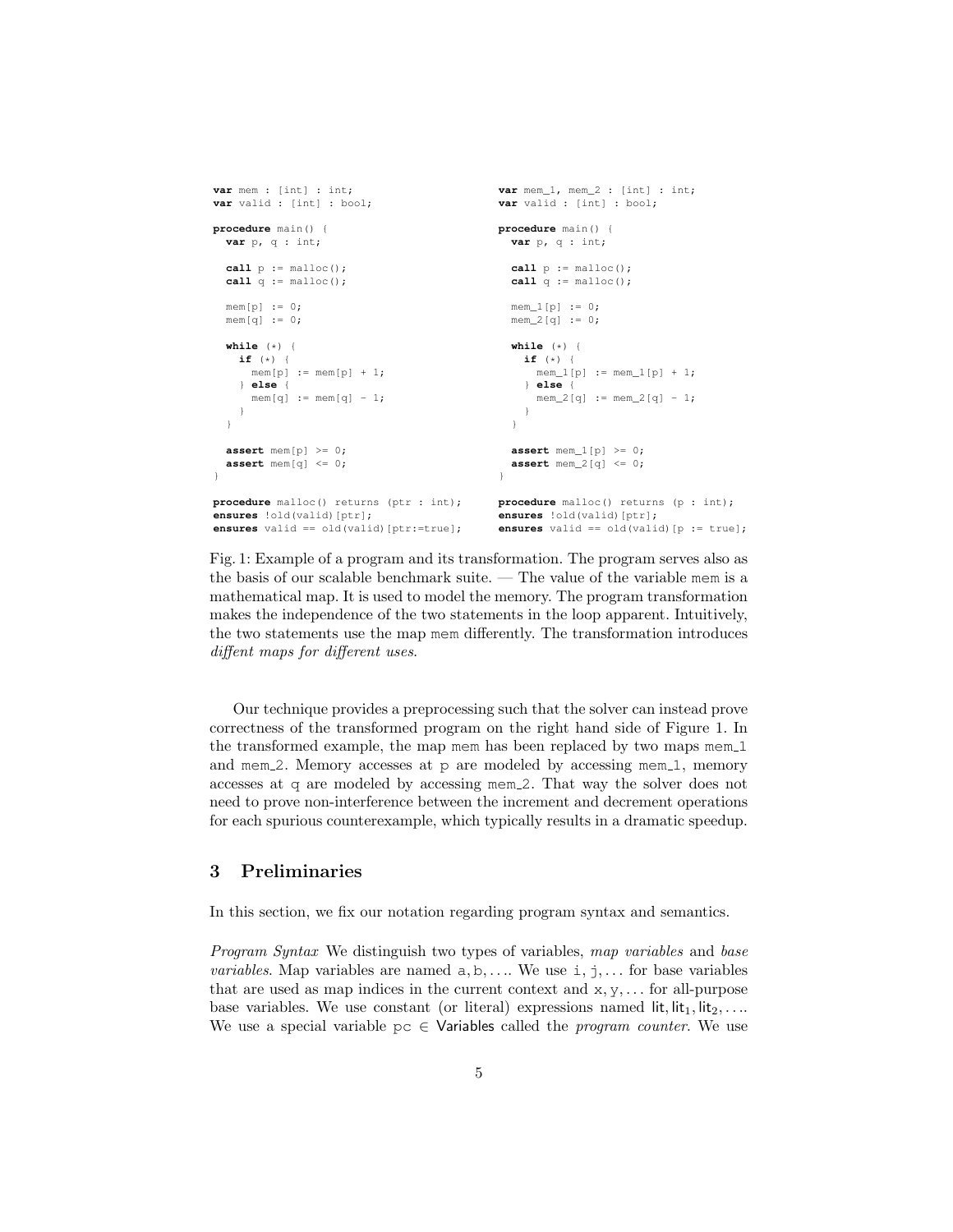```
var mem : [int] : int;
var valid : [int] : bool;

procedure main() {
  var p, q : int;

  call p := malloc();
  call q := malloc();

  mem[p] := 0;
  mem[q] := 0;

  while (*) {
    if (*) {
      mem[p] := mem[p] + 1;
    } else {
      mem[q] := mem[q] - 1;
    }
  }

  assert mem[p] >= 0;
  assert mem[q] <= 0;
}

procedure malloc() returns (ptr : int);
ensures !old(valid)[ptr];
ensures valid == old(valid)[ptr:=true];
```

```
var mem_1, mem_2 : [int] : int;
var valid : [int] : bool;

procedure main() {
  var p, q : int;

  call p := malloc();
  call q := malloc();

  mem_1[p] := 0;
  mem_2[q] := 0;

  while (*) {
    if (*) {
      mem_1[p] := mem_1[p] + 1;
    } else {
      mem_2[q] := mem_2[q] - 1;
    }
  }

  assert mem_1[p] >= 0;
  assert mem_2[q] <= 0;
}

procedure malloc() returns (p : int);
ensures !old(valid)[ptr];
ensures valid == old(valid)[p := true];
```

Fig. 1: Example of a program and its transformation. The program serves also as the basis of our scalable benchmark suite. — The value of the variable mem is a mathematical map. It is used to model the memory. The program transformation makes the independence of the two statements in the loop apparent. Intuitively, the two statements use the map mem differently. The transformation introduces *diffent maps for different uses*.

Our technique provides a preprocessing such that the solver can instead prove correctness of the transformed program on the right hand side of Figure 1. In the transformed example, the map mem has been replaced by two maps mem_1 and mem_2. Memory accesses at p are modeled by accessing mem_1, memory accesses at q are modeled by accessing mem_2. That way the solver does not need to prove non-interference between the increment and decrement operations for each spurious counterexample, which typically results in a dramatic speedup.

## 3 Preliminaries

In this section, we fix our notation regarding program syntax and semantics.

*Program Syntax* We distinguish two types of variables, *map variables* and *base variables*. Map variables are named a, b, .... We use i, j, ... for base variables that are used as map indices in the current context and x, y, ... for all-purpose base variables. We use constant (or literal) expressions named $\mathsf{lit}, \mathsf{lit}_1, \mathsf{lit}_2, \ldots$. We use a special variable $\mathtt{pc} \in \mathsf{Variables}$ called the *program counter*. We use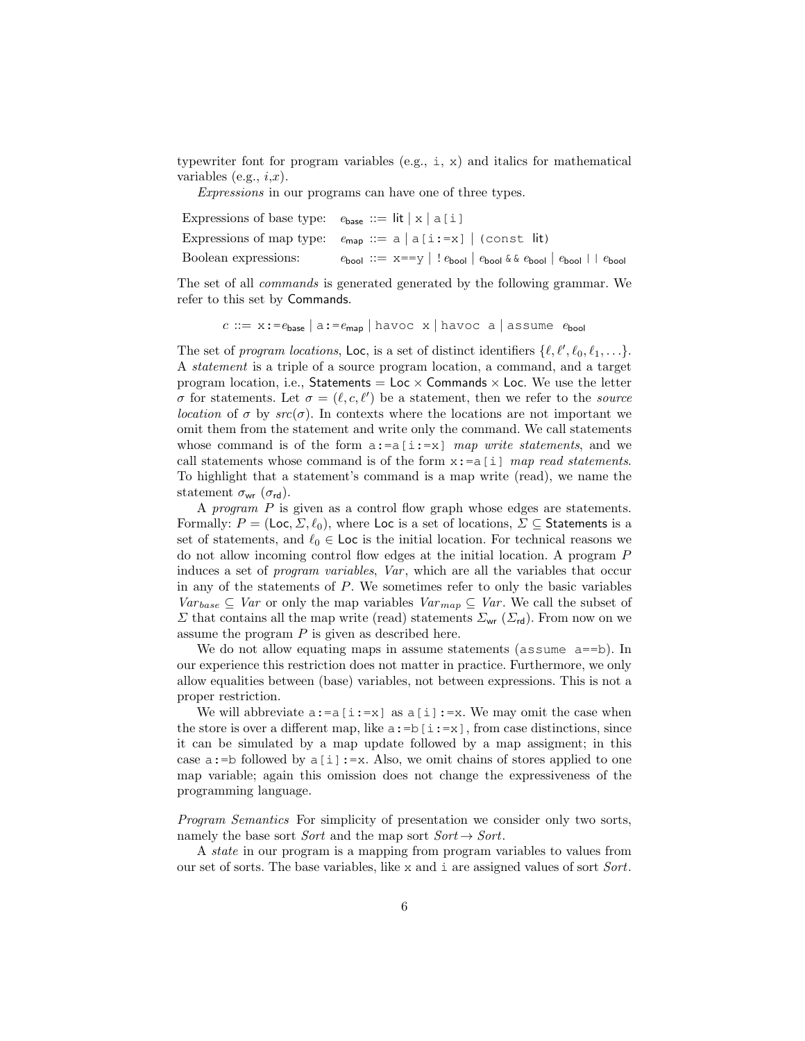typewriter font for program variables (e.g., `i`, `x`) and italics for mathematical variables (e.g., $i$,$x$).

*Expressions* in our programs can have one of three types.

| | |
|---|---|
| Expressions of base type: | $e_{\mathsf{base}}$ ::= $\mathsf{lit}$ \| `x` \| `a[i]` |
| Expressions of map type: | $e_{\mathsf{map}}$ ::= `a` \| `a[i:=x]` \| `(const` $\mathsf{lit}$`)` |
| Boolean expressions: | $e_{\mathsf{bool}}$ ::= `x==y` \| `!` $e_{\mathsf{bool}}$ \| $e_{\mathsf{bool}}$ `&&` $e_{\mathsf{bool}}$ \| $e_{\mathsf{bool}}$ `||` $e_{\mathsf{bool}}$ |

The set of all *commands* is generated generated by the following grammar. We refer to this set by Commands.

$c$ ::= `x:=`$e_{\mathsf{base}}$ | `a:=`$e_{\mathsf{map}}$ | `havoc x` | `havoc a` | `assume` $e_{\mathsf{bool}}$

The set of *program locations*, Loc, is a set of distinct identifiers $\{\ell, \ell', \ell_0, \ell_1, \ldots\}$. A *statement* is a triple of a source program location, a command, and a target program location, i.e., Statements = Loc × Commands × Loc. We use the letter $\sigma$ for statements. Let $\sigma = (\ell, c, \ell')$ be a statement, then we refer to the *source location* of $\sigma$ by $src(\sigma)$. In contexts where the locations are not important we omit them from the statement and write only the command. We call statements whose command is of the form `a:=a[i:=x]` *map write statements*, and we call statements whose command is of the form `x:=a[i]` *map read statements*. To highlight that a statement's command is a map write (read), we name the statement $\sigma_{\mathsf{wr}}$ ($\sigma_{\mathsf{rd}}$).

A *program* $P$ is given as a control flow graph whose edges are statements. Formally: $P = (\mathsf{Loc}, \Sigma, \ell_0)$, where Loc is a set of locations, $\Sigma \subseteq \mathsf{Statements}$ is a set of statements, and $\ell_0 \in \mathsf{Loc}$ is the initial location. For technical reasons we do not allow incoming control flow edges at the initial location. A program $P$ induces a set of *program variables*, $Var$, which are all the variables that occur in any of the statements of $P$. We sometimes refer to only the basic variables $Var_{base} \subseteq Var$ or only the map variables $Var_{map} \subseteq Var$. We call the subset of $\Sigma$ that contains all the map write (read) statements $\Sigma_{\mathsf{wr}}$ ($\Sigma_{\mathsf{rd}}$). From now on we assume the program $P$ is given as described here.

We do not allow equating maps in assume statements (`assume a==b`). In our experience this restriction does not matter in practice. Furthermore, we only allow equalities between (base) variables, not between expressions. This is not a proper restriction.

We will abbreviate `a:=a[i:=x]` as `a[i]:=x`. We may omit the case when the store is over a different map, like `a:=b[i:=x]`, from case distinctions, since it can be simulated by a map update followed by a map assigment; in this case `a:=b` followed by `a[i]:=x`. Also, we omit chains of stores applied to one map variable; again this omission does not change the expressiveness of the programming language.

*Program Semantics* For simplicity of presentation we consider only two sorts, namely the base sort $Sort$ and the map sort $Sort \rightarrow Sort$.

A *state* in our program is a mapping from program variables to values from our set of sorts. The base variables, like `x` and `i` are assigned values of sort $Sort$.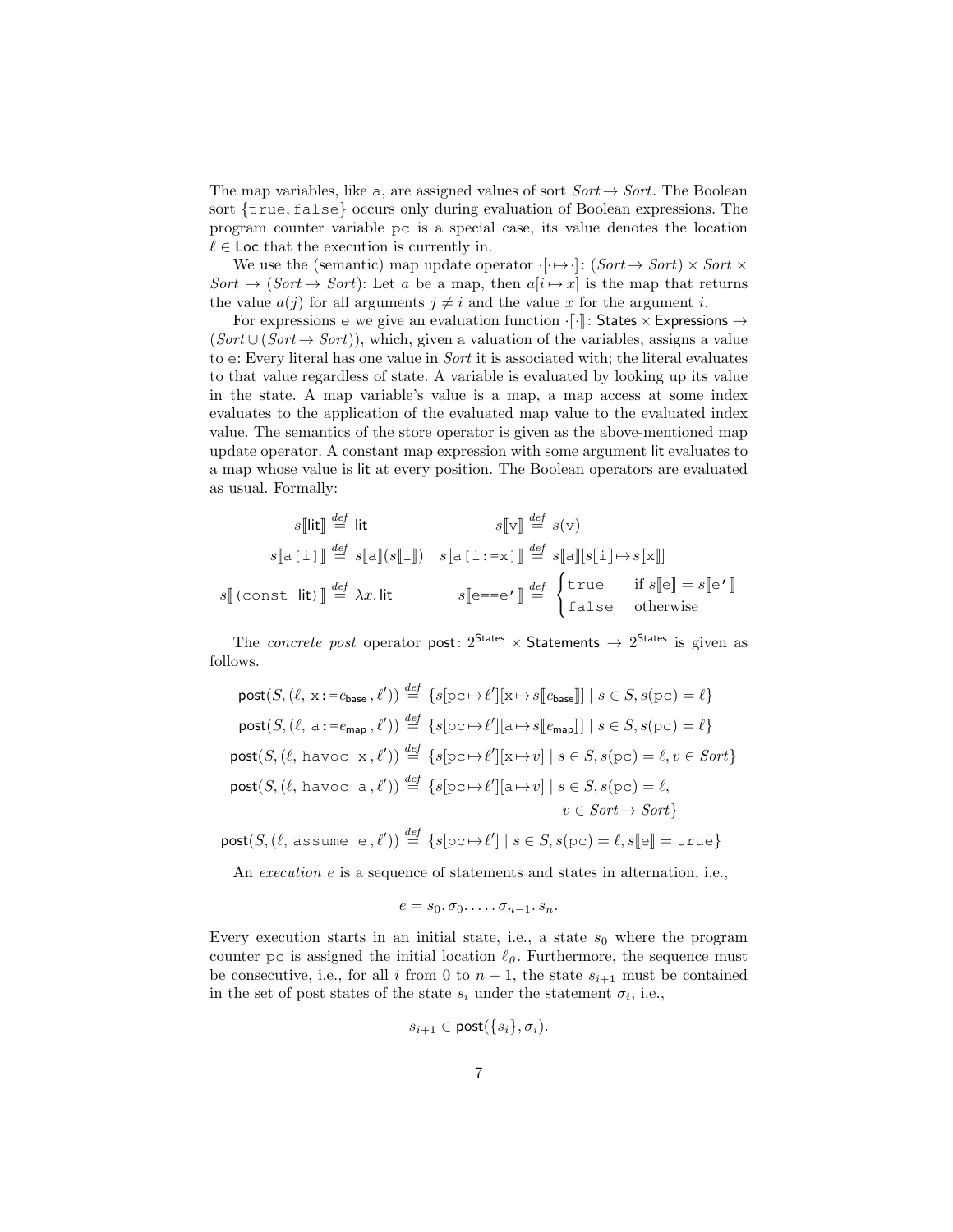The map variables, like $\mathtt{a}$, are assigned values of sort $\mathit{Sort} \to \mathit{Sort}$. The Boolean sort $\{\mathtt{true}, \mathtt{false}\}$ occurs only during evaluation of Boolean expressions. The program counter variable $\mathtt{pc}$ is a special case, its value denotes the location $\ell \in \mathsf{Loc}$ that the execution is currently in.

We use the (semantic) map update operator $\cdot[\cdot \mapsto \cdot] \colon (\mathit{Sort} \to \mathit{Sort}) \times \mathit{Sort} \times \mathit{Sort} \to (\mathit{Sort} \to \mathit{Sort})$: Let $a$ be a map, then $a[i \mapsto x]$ is the map that returns the value $a(j)$ for all arguments $j \neq i$ and the value $x$ for the argument $i$.

For expressions $\mathtt{e}$ we give an evaluation function $\cdot[\![\cdot]\!] \colon \mathsf{States} \times \mathsf{Expressions} \to (\mathit{Sort} \cup (\mathit{Sort} \to \mathit{Sort}))$, which, given a valuation of the variables, assigns a value to $\mathtt{e}$: Every literal has one value in $\mathit{Sort}$ it is associated with; the literal evaluates to that value regardless of state. A variable is evaluated by looking up its value in the state. A map variable's value is a map, a map access at some index evaluates to the application of the evaluated map value to the evaluated index value. The semantics of the store operator is given as the above-mentioned map update operator. A constant map expression with some argument $\mathsf{lit}$ evaluates to a map whose value is $\mathsf{lit}$ at every position. The Boolean operators are evaluated as usual. Formally:

$$s[\![\mathsf{lit}]\!] \overset{\mathit{def}}{=} \mathsf{lit} \qquad s[\![\mathtt{v}]\!] \overset{\mathit{def}}{=} s(\mathtt{v})$$

$$s[\![\mathtt{a[i]}]\!] \overset{\mathit{def}}{=} s[\![\mathtt{a}]\!](s[\![\mathtt{i}]\!]) \qquad s[\![\mathtt{a[i:=x]}]\!] \overset{\mathit{def}}{=} s[\![\mathtt{a}]\!][s[\![\mathtt{i}]\!] \mapsto s[\![\mathtt{x}]\!]]$$

$$s[\![\mathtt{(const}\ \mathsf{lit}\mathtt{)}]\!] \overset{\mathit{def}}{=} \lambda x.\, \mathsf{lit} \qquad s[\![\mathtt{e==e'}]\!] \overset{\mathit{def}}{=} \begin{cases} \mathtt{true} & \text{if } s[\![\mathtt{e}]\!] = s[\![\mathtt{e'}]\!] \\ \mathtt{false} & \text{otherwise} \end{cases}$$

The *concrete post* operator $\mathsf{post} \colon 2^{\mathsf{States}} \times \mathsf{Statements} \to 2^{\mathsf{States}}$ is given as follows.

$$\mathsf{post}(S, (\ell,\ \mathtt{x:=}e_{\mathsf{base}}, \ell')) \overset{\mathit{def}}{=} \{s[\mathtt{pc} \mapsto \ell'][\mathtt{x} \mapsto s[\![e_{\mathsf{base}}]\!]] \mid s \in S, s(\mathtt{pc}) = \ell\}$$

$$\mathsf{post}(S, (\ell,\ \mathtt{a:=}e_{\mathsf{map}}, \ell')) \overset{\mathit{def}}{=} \{s[\mathtt{pc} \mapsto \ell'][\mathtt{a} \mapsto s[\![e_{\mathsf{map}}]\!]] \mid s \in S, s(\mathtt{pc}) = \ell\}$$

$$\mathsf{post}(S, (\ell,\ \mathtt{havoc\ x}, \ell')) \overset{\mathit{def}}{=} \{s[\mathtt{pc} \mapsto \ell'][\mathtt{x} \mapsto v] \mid s \in S, s(\mathtt{pc}) = \ell, v \in \mathit{Sort}\}$$

$$\mathsf{post}(S, (\ell,\ \mathtt{havoc\ a}, \ell')) \overset{\mathit{def}}{=} \{s[\mathtt{pc} \mapsto \ell'][\mathtt{a} \mapsto v] \mid s \in S, s(\mathtt{pc}) = \ell, v \in \mathit{Sort} \to \mathit{Sort}\}$$

$$\mathsf{post}(S, (\ell,\ \mathtt{assume\ e}, \ell')) \overset{\mathit{def}}{=} \{s[\mathtt{pc} \mapsto \ell'] \mid s \in S, s(\mathtt{pc}) = \ell, s[\![\mathtt{e}]\!] = \mathtt{true}\}$$

An *execution* $e$ is a sequence of statements and states in alternation, i.e.,

$$e = s_0.\, \sigma_0.\, \ldots .\, \sigma_{n-1}.\, s_n.$$

Every execution starts in an initial state, i.e., a state $s_0$ where the program counter $\mathtt{pc}$ is assigned the initial location $\ell_0$. Furthermore, the sequence must be consecutive, i.e., for all $i$ from 0 to $n-1$, the state $s_{i+1}$ must be contained in the set of post states of the state $s_i$ under the statement $\sigma_i$, i.e.,

$$s_{i+1} \in \mathsf{post}(\{s_i\}, \sigma_i).$$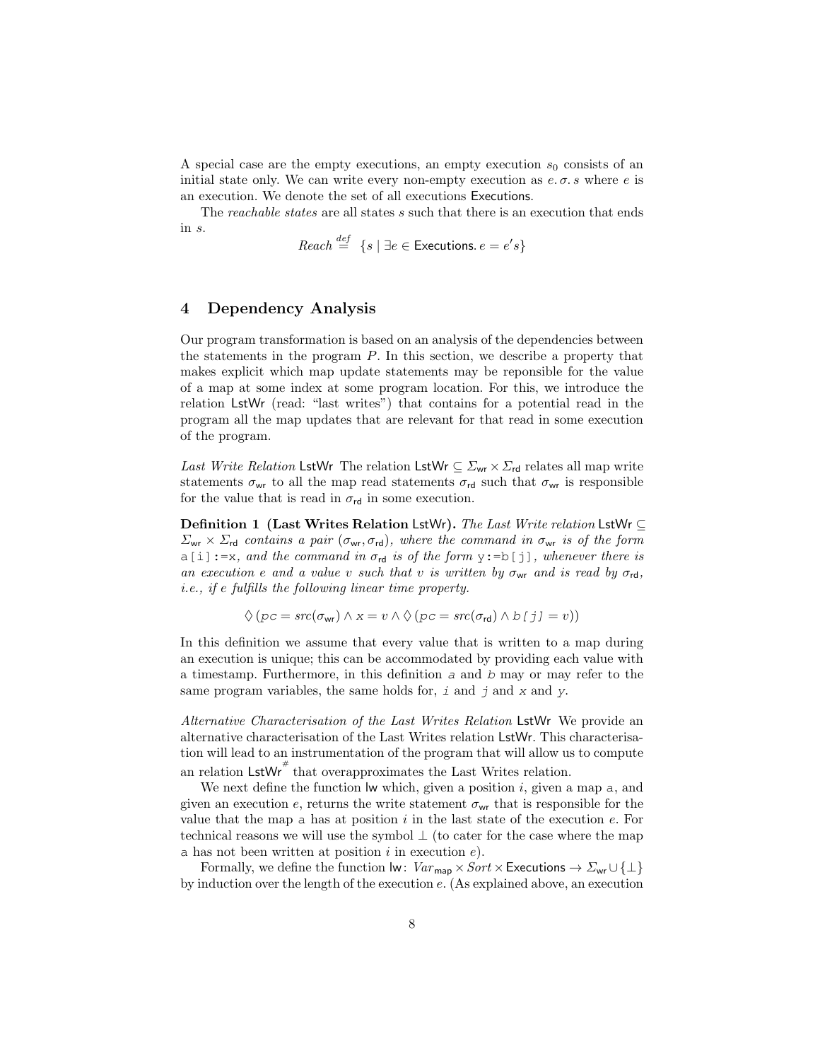A special case are the empty executions, an empty execution $s_0$ consists of an initial state only. We can write every non-empty execution as $e.\,\sigma.\,s$ where $e$ is an execution. We denote the set of all executions $\mathsf{Executions}$.

The *reachable states* are all states $s$ such that there is an execution that ends in $s$.

$$Reach \stackrel{def}{=} \{s \mid \exists e \in \mathsf{Executions}.\, e = e's\}$$

## 4 Dependency Analysis

Our program transformation is based on an analysis of the dependencies between the statements in the program $P$. In this section, we describe a property that makes explicit which map update statements may be reponsible for the value of a map at some index at some program location. For this, we introduce the relation $\mathsf{LstWr}$ (read: "last writes") that contains for a potential read in the program all the map updates that are relevant for that read in some execution of the program.

*Last Write Relation* $\mathsf{LstWr}$ The relation $\mathsf{LstWr} \subseteq \Sigma_{\mathsf{wr}} \times \Sigma_{\mathsf{rd}}$ relates all map write statements $\sigma_{\mathsf{wr}}$ to all the map read statements $\sigma_{\mathsf{rd}}$ such that $\sigma_{\mathsf{wr}}$ is responsible for the value that is read in $\sigma_{\mathsf{rd}}$ in some execution.

**Definition 1 (Last Writes Relation $\mathsf{LstWr}$).** *The Last Write relation $\mathsf{LstWr} \subseteq \Sigma_{\mathsf{wr}} \times \Sigma_{\mathsf{rd}}$ contains a pair $(\sigma_{\mathsf{wr}}, \sigma_{\mathsf{rd}})$, where the command in $\sigma_{\mathsf{wr}}$ is of the form* `a[i]:=x`*, and the command in $\sigma_{\mathsf{rd}}$ is of the form* `y:=b[j]`*, whenever there is an execution $e$ and a value $v$ such that $v$ is written by $\sigma_{\mathsf{wr}}$ and is read by $\sigma_{\mathsf{rd}}$, i.e., if $e$ fulfills the following linear time property.*

$$\Diamond\,(pc = src(\sigma_{\mathsf{wr}}) \wedge x = v \wedge \Diamond\,(pc = src(\sigma_{\mathsf{rd}}) \wedge b[j] = v))$$

In this definition we assume that every value that is written to a map during an execution is unique; this can be accommodated by providing each value with a timestamp. Furthermore, in this definition $a$ and $b$ may or may refer to the same program variables, the same holds for, $i$ and $j$ and $x$ and $y$.

*Alternative Characterisation of the Last Writes Relation* $\mathsf{LstWr}$ We provide an alternative characterisation of the Last Writes relation $\mathsf{LstWr}$. This characterisation will lead to an instrumentation of the program that will allow us to compute an relation $\mathsf{LstWr}^{\#}$ that overapproximates the Last Writes relation.

We next define the function $\mathsf{lw}$ which, given a position $i$, given a map `a`, and given an execution $e$, returns the write statement $\sigma_{\mathsf{wr}}$ that is responsible for the value that the map `a` has at position $i$ in the last state of the execution $e$. For technical reasons we will use the symbol $\bot$ (to cater for the case where the map `a` has not been written at position $i$ in execution $e$).

Formally, we define the function $\mathsf{lw}\colon Var_{\mathsf{map}} \times Sort \times \mathsf{Executions} \rightarrow \Sigma_{\mathsf{wr}} \cup \{\bot\}$ by induction over the length of the execution $e$. (As explained above, an execution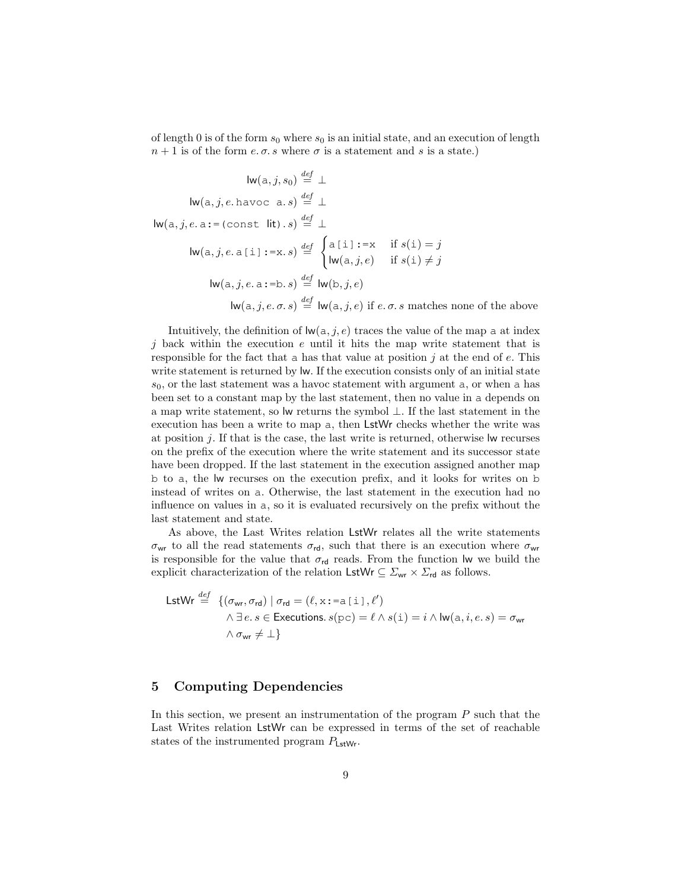of length 0 is of the form $s_0$ where $s_0$ is an initial state, and an execution of length $n+1$ is of the form $e.\,\sigma.\,s$ where $\sigma$ is a statement and $s$ is a state.)

$$\mathsf{lw}(\texttt{a}, j, s_0) \stackrel{def}{=} \bot$$

$$\mathsf{lw}(\texttt{a}, j, e.\,\texttt{havoc a}.\,s) \stackrel{def}{=} \bot$$

$$\mathsf{lw}(\texttt{a}, j, e.\,\texttt{a:=(const}\ \mathsf{lit}\texttt{)}.\,s) \stackrel{def}{=} \bot$$

$$\mathsf{lw}(\texttt{a}, j, e.\,\texttt{a[i]:=x}.\,s) \stackrel{def}{=} \begin{cases} \texttt{a[i]:=x} & \text{if } s(\texttt{i}) = j \\ \mathsf{lw}(\texttt{a}, j, e) & \text{if } s(\texttt{i}) \neq j \end{cases}$$

$$\mathsf{lw}(\texttt{a}, j, e.\,\texttt{a:=b}.\,s) \stackrel{def}{=} \mathsf{lw}(\texttt{b}, j, e)$$

$$\mathsf{lw}(\texttt{a}, j, e.\,\sigma.\,s) \stackrel{def}{=} \mathsf{lw}(\texttt{a}, j, e) \text{ if } e.\,\sigma.\,s \text{ matches none of the above}$$

Intuitively, the definition of $\mathsf{lw}(\texttt{a}, j, e)$ traces the value of the map a at index $j$ back within the execution $e$ until it hits the map write statement that is responsible for the fact that a has that value at position $j$ at the end of $e$. This write statement is returned by lw. If the execution consists only of an initial state $s_0$, or the last statement was a havoc statement with argument a, or when a has been set to a constant map by the last statement, then no value in a depends on a map write statement, so lw returns the symbol $\bot$. If the last statement in the execution has been a write to map a, then LstWr checks whether the write was at position $j$. If that is the case, the last write is returned, otherwise lw recurses on the prefix of the execution where the write statement and its successor state have been dropped. If the last statement in the execution assigned another map b to a, the lw recurses on the execution prefix, and it looks for writes on b instead of writes on a. Otherwise, the last statement in the execution had no influence on values in a, so it is evaluated recursively on the prefix without the last statement and state.

As above, the Last Writes relation LstWr relates all the write statements $\sigma_{\mathsf{wr}}$ to all the read statements $\sigma_{\mathsf{rd}}$, such that there is an execution where $\sigma_{\mathsf{wr}}$ is responsible for the value that $\sigma_{\mathsf{rd}}$ reads. From the function lw we build the explicit characterization of the relation $\mathsf{LstWr} \subseteq \Sigma_{\mathsf{wr}} \times \Sigma_{\mathsf{rd}}$ as follows.

$$\begin{aligned} \mathsf{LstWr} \stackrel{def}{=} \ & \{(\sigma_{\mathsf{wr}}, \sigma_{\mathsf{rd}}) \mid \sigma_{\mathsf{rd}} = (\ell, \texttt{x:=a[i]}, \ell') \\ & \wedge \exists\, e.\,s \in \mathsf{Executions}.\ s(\texttt{pc}) = \ell \wedge s(\texttt{i}) = i \wedge \mathsf{lw}(\texttt{a}, i, e.\,s) = \sigma_{\mathsf{wr}} \\ & \wedge \sigma_{\mathsf{wr}} \neq \bot\} \end{aligned}$$

## 5 Computing Dependencies

In this section, we present an instrumentation of the program $P$ such that the Last Writes relation LstWr can be expressed in terms of the set of reachable states of the instrumented program $P_{\mathsf{LstWr}}$.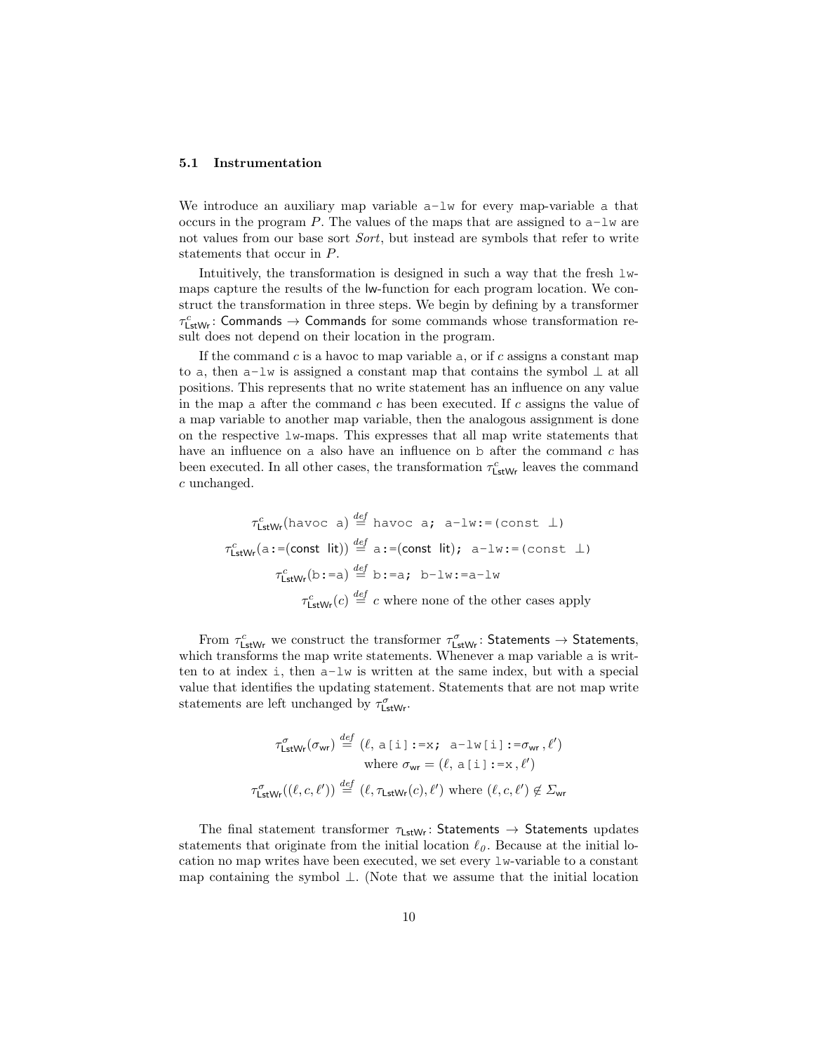### 5.1 Instrumentation

We introduce an auxiliary map variable `a-lw` for every map-variable `a` that occurs in the program $P$. The values of the maps that are assigned to `a-lw` are not values from our base sort *Sort*, but instead are symbols that refer to write statements that occur in $P$.

Intuitively, the transformation is designed in such a way that the fresh `lw`-maps capture the results of the lw-function for each program location. We construct the transformation in three steps. We begin by defining by a transformer $\tau^{c}_{\mathsf{LstWr}}\colon \mathsf{Commands} \rightarrow \mathsf{Commands}$ for some commands whose transformation result does not depend on their location in the program.

If the command $c$ is a havoc to map variable `a`, or if $c$ assigns a constant map to `a`, then `a-lw` is assigned a constant map that contains the symbol $\bot$ at all positions. This represents that no write statement has an influence on any value in the map `a` after the command $c$ has been executed. If $c$ assigns the value of a map variable to another map variable, then the analogous assignment is done on the respective `lw`-maps. This expresses that all map write statements that have an influence on `a` also have an influence on `b` after the command $c$ has been executed. In all other cases, the transformation $\tau^{c}_{\mathsf{LstWr}}$ leaves the command $c$ unchanged.

$$\tau^{c}_{\mathsf{LstWr}}(\texttt{havoc a}) \stackrel{def}{=} \texttt{havoc a; a-lw:=(const } \bot\texttt{)}$$

$$\tau^{c}_{\mathsf{LstWr}}(\texttt{a:=}(\mathsf{const\ \ lit})) \stackrel{def}{=} \texttt{a:=}(\mathsf{const\ \ lit})\texttt{; a-lw:=(const } \bot\texttt{)}$$

$$\tau^{c}_{\mathsf{LstWr}}(\texttt{b:=a}) \stackrel{def}{=} \texttt{b:=a; b-lw:=a-lw}$$

$$\tau^{c}_{\mathsf{LstWr}}(c) \stackrel{def}{=} c \text{ where none of the other cases apply}$$

From $\tau^{c}_{\mathsf{LstWr}}$ we construct the transformer $\tau^{\sigma}_{\mathsf{LstWr}}\colon \mathsf{Statements} \rightarrow \mathsf{Statements}$, which transforms the map write statements. Whenever a map variable `a` is written to at index `i`, then `a-lw` is written at the same index, but with a special value that identifies the updating statement. Statements that are not map write statements are left unchanged by $\tau^{\sigma}_{\mathsf{LstWr}}$.

$$\tau^{\sigma}_{\mathsf{LstWr}}(\sigma_{\mathsf{wr}}) \stackrel{def}{=} (\ell, \texttt{a[i]:=x; a-lw[i]:=}\sigma_{\mathsf{wr}}, \ell') \quad \text{where } \sigma_{\mathsf{wr}} = (\ell, \texttt{a[i]:=x}, \ell')$$

$$\tau^{\sigma}_{\mathsf{LstWr}}((\ell, c, \ell')) \stackrel{def}{=} (\ell, \tau_{\mathsf{LstWr}}(c), \ell') \text{ where } (\ell, c, \ell') \notin \Sigma_{\mathsf{wr}}$$

The final statement transformer $\tau_{\mathsf{LstWr}}\colon \mathsf{Statements} \rightarrow \mathsf{Statements}$ updates statements that originate from the initial location $\ell_0$. Because at the initial location no map writes have been executed, we set every `lw`-variable to a constant map containing the symbol $\bot$. (Note that we assume that the initial location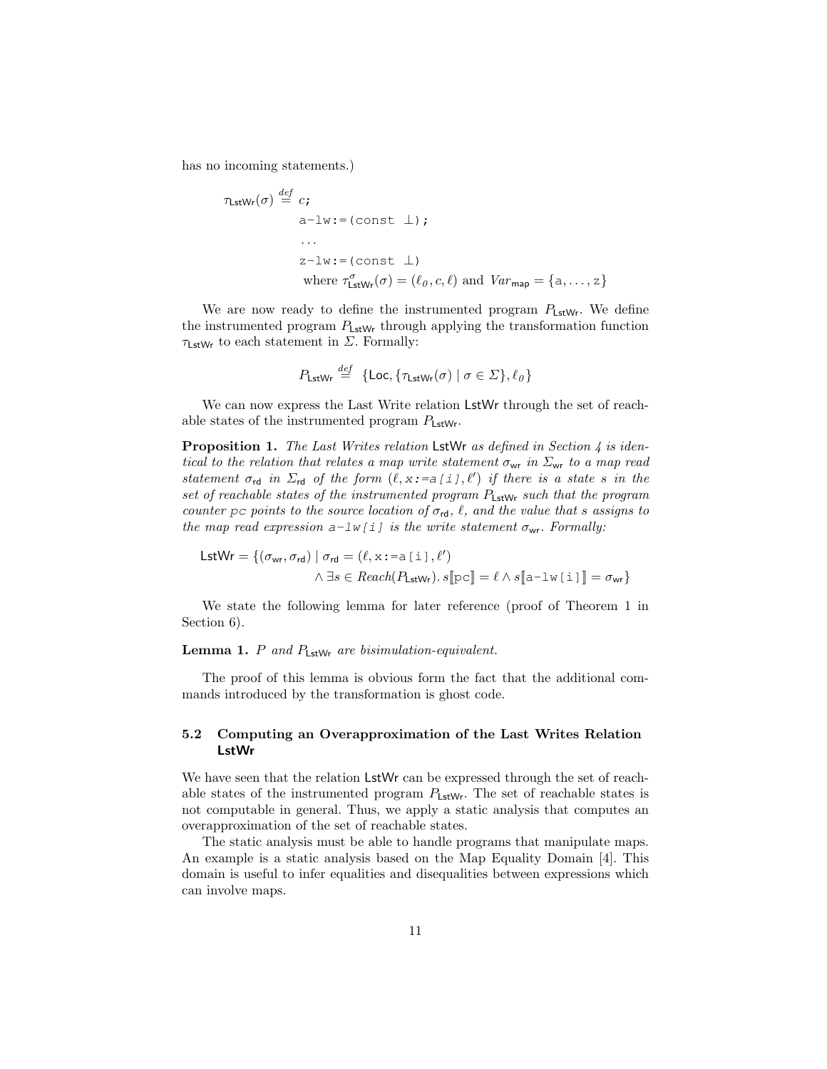has no incoming statements.)

$$
\begin{aligned}
\tau_{\mathsf{LstWr}}(\sigma) \stackrel{def}{=}\ & c\texttt{;} \\
& \texttt{a-lw:=(const } \bot\texttt{);} \\
& \ldots \\
& \texttt{z-lw:=(const } \bot\texttt{)} \\
& \text{where } \tau^{\sigma}_{\mathsf{LstWr}}(\sigma) = (\ell_0, c, \ell) \text{ and } \mathit{Var}_{\mathsf{map}} = \{\texttt{a}, \ldots, \texttt{z}\}
\end{aligned}
$$

We are now ready to define the instrumented program $P_{\mathsf{LstWr}}$. We define the instrumented program $P_{\mathsf{LstWr}}$ through applying the transformation function $\tau_{\mathsf{LstWr}}$ to each statement in $\Sigma$. Formally:

$$P_{\mathsf{LstWr}} \stackrel{def}{=} \{\mathsf{Loc}, \{\tau_{\mathsf{LstWr}}(\sigma) \mid \sigma \in \Sigma\}, \ell_0\}$$

We can now express the Last Write relation $\mathsf{LstWr}$ through the set of reachable states of the instrumented program $P_{\mathsf{LstWr}}$.

**Proposition 1.** *The Last Writes relation* $\mathsf{LstWr}$ *as defined in Section 4 is identical to the relation that relates a map write statement* $\sigma_{\mathsf{wr}}$ *in* $\Sigma_{\mathsf{wr}}$ *to a map read statement* $\sigma_{\mathsf{rd}}$ *in* $\Sigma_{\mathsf{rd}}$ *of the form* $(\ell, \texttt{x:=a[i]}, \ell')$ *if there is a state* $s$ *in the set of reachable states of the instrumented program* $P_{\mathsf{LstWr}}$ *such that the program counter* `pc` *points to the source location of* $\sigma_{\mathsf{rd}}$, $\ell$, *and the value that* $s$ *assigns to the map read expression* `a-lw[i]` *is the write statement* $\sigma_{\mathsf{wr}}$. *Formally:*

$$
\begin{aligned}
\mathsf{LstWr} = \{(\sigma_{\mathsf{wr}}, \sigma_{\mathsf{rd}}) \mid\ & \sigma_{\mathsf{rd}} = (\ell, \texttt{x:=a[i]}, \ell') \\
& \wedge \exists s \in \mathit{Reach}(P_{\mathsf{LstWr}}).\, s[\![\texttt{pc}]\!] = \ell \wedge s[\![\texttt{a-lw[i]}]\!] = \sigma_{\mathsf{wr}}\}
\end{aligned}
$$

We state the following lemma for later reference (proof of Theorem 1 in Section 6).

**Lemma 1.** $P$ *and* $P_{\mathsf{LstWr}}$ *are bisimulation-equivalent.*

The proof of this lemma is obvious form the fact that the additional commands introduced by the transformation is ghost code.

### 5.2 Computing an Overapproximation of the Last Writes Relation LstWr

We have seen that the relation $\mathsf{LstWr}$ can be expressed through the set of reachable states of the instrumented program $P_{\mathsf{LstWr}}$. The set of reachable states is not computable in general. Thus, we apply a static analysis that computes an overapproximation of the set of reachable states.

The static analysis must be able to handle programs that manipulate maps. An example is a static analysis based on the Map Equality Domain [4]. This domain is useful to infer equalities and disequalities between expressions which can involve maps.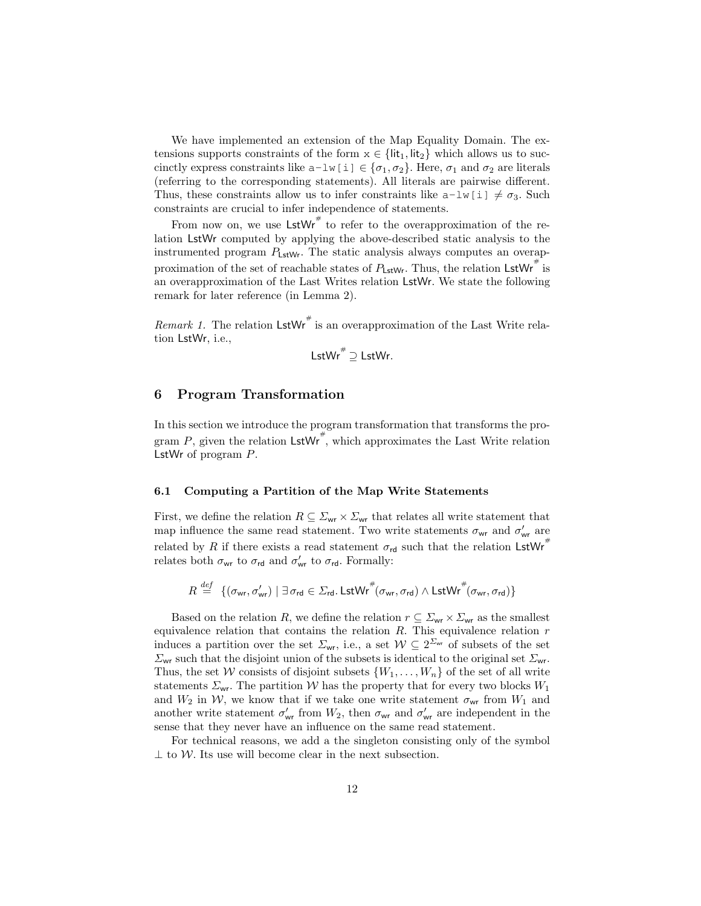We have implemented an extension of the Map Equality Domain. The extensions supports constraints of the form $\mathtt{x} \in \{\mathsf{lit}_1, \mathsf{lit}_2\}$ which allows us to succinctly express constraints like $\mathtt{a\text{-}lw[i]} \in \{\sigma_1, \sigma_2\}$. Here, $\sigma_1$ and $\sigma_2$ are literals (referring to the corresponding statements). All literals are pairwise different. Thus, these constraints allow us to infer constraints like $\mathtt{a\text{-}lw[i]} \neq \sigma_3$. Such constraints are crucial to infer independence of statements.

From now on, we use $\mathsf{LstWr}^{\#}$ to refer to the overapproximation of the relation $\mathsf{LstWr}$ computed by applying the above-described static analysis to the instrumented program $P_{\mathsf{LstWr}}$. The static analysis always computes an overapproximation of the set of reachable states of $P_{\mathsf{LstWr}}$. Thus, the relation $\mathsf{LstWr}^{\#}$ is an overapproximation of the Last Writes relation $\mathsf{LstWr}$. We state the following remark for later reference (in Lemma 2).

*Remark 1.* The relation $\mathsf{LstWr}^{\#}$ is an overapproximation of the Last Write relation $\mathsf{LstWr}$, i.e.,

$$\mathsf{LstWr}^{\#} \supseteq \mathsf{LstWr}.$$

## 6 Program Transformation

In this section we introduce the program transformation that transforms the program $P$, given the relation $\mathsf{LstWr}^{\#}$, which approximates the Last Write relation $\mathsf{LstWr}$ of program $P$.

### 6.1 Computing a Partition of the Map Write Statements

First, we define the relation $R \subseteq \Sigma_{\mathsf{wr}} \times \Sigma_{\mathsf{wr}}$ that relates all write statement that map influence the same read statement. Two write statements $\sigma_{\mathsf{wr}}$ and $\sigma'_{\mathsf{wr}}$ are related by $R$ if there exists a read statement $\sigma_{\mathsf{rd}}$ such that the relation $\mathsf{LstWr}^{\#}$ relates both $\sigma_{\mathsf{wr}}$ to $\sigma_{\mathsf{rd}}$ and $\sigma'_{\mathsf{wr}}$ to $\sigma_{\mathsf{rd}}$. Formally:

$$R \overset{def}{=} \{(\sigma_{\mathsf{wr}}, \sigma'_{\mathsf{wr}}) \mid \exists \sigma_{\mathsf{rd}} \in \Sigma_{\mathsf{rd}}.\, \mathsf{LstWr}^{\#}(\sigma_{\mathsf{wr}}, \sigma_{\mathsf{rd}}) \wedge \mathsf{LstWr}^{\#}(\sigma_{\mathsf{wr}}, \sigma_{\mathsf{rd}})\}$$

Based on the relation $R$, we define the relation $r \subseteq \Sigma_{\mathsf{wr}} \times \Sigma_{\mathsf{wr}}$ as the smallest equivalence relation that contains the relation $R$. This equivalence relation $r$ induces a partition over the set $\Sigma_{\mathsf{wr}}$, i.e., a set $\mathcal{W} \subseteq 2^{\Sigma_{\mathsf{wr}}}$ of subsets of the set $\Sigma_{\mathsf{wr}}$ such that the disjoint union of the subsets is identical to the original set $\Sigma_{\mathsf{wr}}$. Thus, the set $\mathcal{W}$ consists of disjoint subsets $\{W_1, \ldots, W_n\}$ of the set of all write statements $\Sigma_{\mathsf{wr}}$. The partition $\mathcal{W}$ has the property that for every two blocks $W_1$ and $W_2$ in $\mathcal{W}$, we know that if we take one write statement $\sigma_{\mathsf{wr}}$ from $W_1$ and another write statement $\sigma'_{\mathsf{wr}}$ from $W_2$, then $\sigma_{\mathsf{wr}}$ and $\sigma'_{\mathsf{wr}}$ are independent in the sense that they never have an influence on the same read statement.

For technical reasons, we add a the singleton consisting only of the symbol $\perp$ to $\mathcal{W}$. Its use will become clear in the next subsection.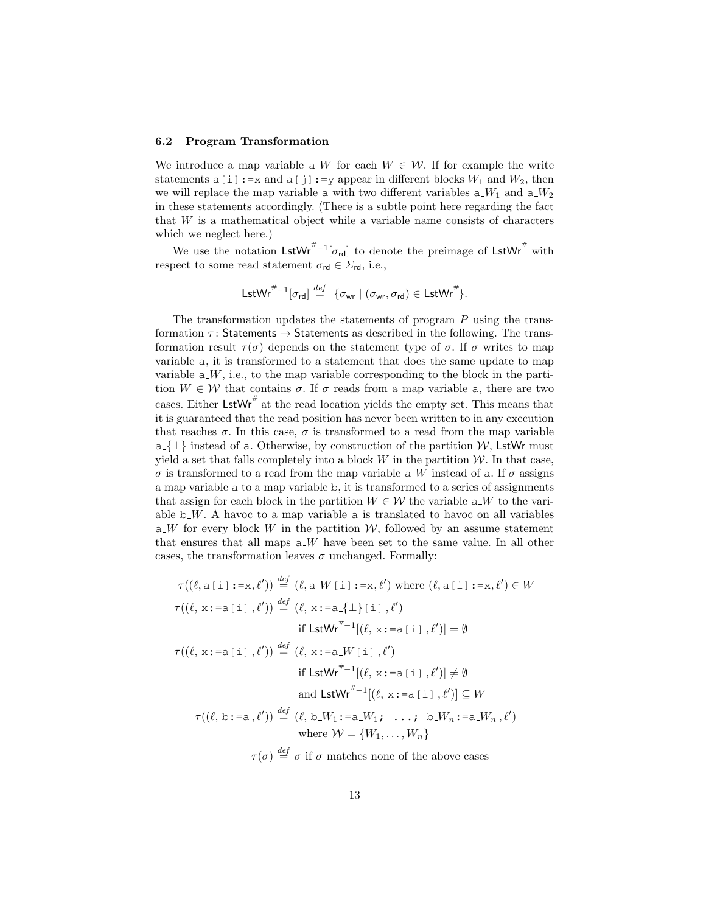### 6.2 Program Transformation

We introduce a map variable $\texttt{a}\_W$ for each $W \in \mathcal{W}$. If for example the write statements `a[i]:=x` and `a[j]:=y` appear in different blocks $W_1$ and $W_2$, then we will replace the map variable `a` with two different variables $\texttt{a}\_W_1$ and $\texttt{a}\_W_2$ in these statements accordingly. (There is a subtle point here regarding the fact that $W$ is a mathematical object while a variable name consists of characters which we neglect here.)

We use the notation $\mathsf{LstWr}^{\#-1}[\sigma_{\mathsf{rd}}]$ to denote the preimage of $\mathsf{LstWr}^{\#}$ with respect to some read statement $\sigma_{\mathsf{rd}} \in \Sigma_{\mathsf{rd}}$, i.e.,

$$\mathsf{LstWr}^{\#-1}[\sigma_{\mathsf{rd}}] \stackrel{def}{=} \{\sigma_{\mathsf{wr}} \mid (\sigma_{\mathsf{wr}}, \sigma_{\mathsf{rd}}) \in \mathsf{LstWr}^{\#}\}.$$

The transformation updates the statements of program $P$ using the transformation $\tau\colon \mathsf{Statements} \to \mathsf{Statements}$ as described in the following. The transformation result $\tau(\sigma)$ depends on the statement type of $\sigma$. If $\sigma$ writes to map variable `a`, it is transformed to a statement that does the same update to map variable $\texttt{a}\_W$, i.e., to the map variable corresponding to the block in the partition $W \in \mathcal{W}$ that contains $\sigma$. If $\sigma$ reads from a map variable `a`, there are two cases. Either $\mathsf{LstWr}^{\#}$ at the read location yields the empty set. This means that it is guaranteed that the read position has never been written to in any execution that reaches $\sigma$. In this case, $\sigma$ is transformed to a read from the map variable $\texttt{a}\_\{\bot\}$ instead of `a`. Otherwise, by construction of the partition $\mathcal{W}$, $\mathsf{LstWr}$ must yield a set that falls completely into a block $W$ in the partition $\mathcal{W}$. In that case, $\sigma$ is transformed to a read from the map variable $\texttt{a}\_W$ instead of `a`. If $\sigma$ assigns a map variable `a` to a map variable `b`, it is transformed to a series of assignments that assign for each block in the partition $W \in \mathcal{W}$ the variable $\texttt{a}\_W$ to the variable $\texttt{b}\_W$. A havoc to a map variable `a` is translated to havoc on all variables $\texttt{a}\_W$ for every block $W$ in the partition $\mathcal{W}$, followed by an assume statement that ensures that all maps $\texttt{a}\_W$ have been set to the same value. In all other cases, the transformation leaves $\sigma$ unchanged. Formally:

$$\tau((\ell, \texttt{a[i]:=x}, \ell')) \stackrel{def}{=} (\ell, \texttt{a}\_W\texttt{[i]:=x}, \ell') \text{ where } (\ell, \texttt{a[i]:=x}, \ell') \in W$$

$$\tau((\ell, \texttt{x:=a[i]}, \ell')) \stackrel{def}{=} (\ell, \texttt{x:=a}\_\{\bot\}\texttt{[i]}, \ell') \quad \text{if } \mathsf{LstWr}^{\#-1}[(\ell, \texttt{x:=a[i]}, \ell')] = \emptyset$$

$$\tau((\ell, \texttt{x:=a[i]}, \ell')) \stackrel{def}{=} (\ell, \texttt{x:=a}\_W\texttt{[i]}, \ell') \quad \text{if } \mathsf{LstWr}^{\#-1}[(\ell, \texttt{x:=a[i]}, \ell')] \neq \emptyset \text{ and } \mathsf{LstWr}^{\#-1}[(\ell, \texttt{x:=a[i]}, \ell')] \subseteq W$$

$$\tau((\ell, \texttt{b:=a}, \ell')) \stackrel{def}{=} (\ell, \texttt{b}\_W_1\texttt{:=a}\_W_1\texttt{; ...; b}\_W_n\texttt{:=a}\_W_n, \ell') \quad \text{where } \mathcal{W} = \{W_1, \ldots, W_n\}$$

$$\tau(\sigma) \stackrel{def}{=} \sigma \text{ if } \sigma \text{ matches none of the above cases}$$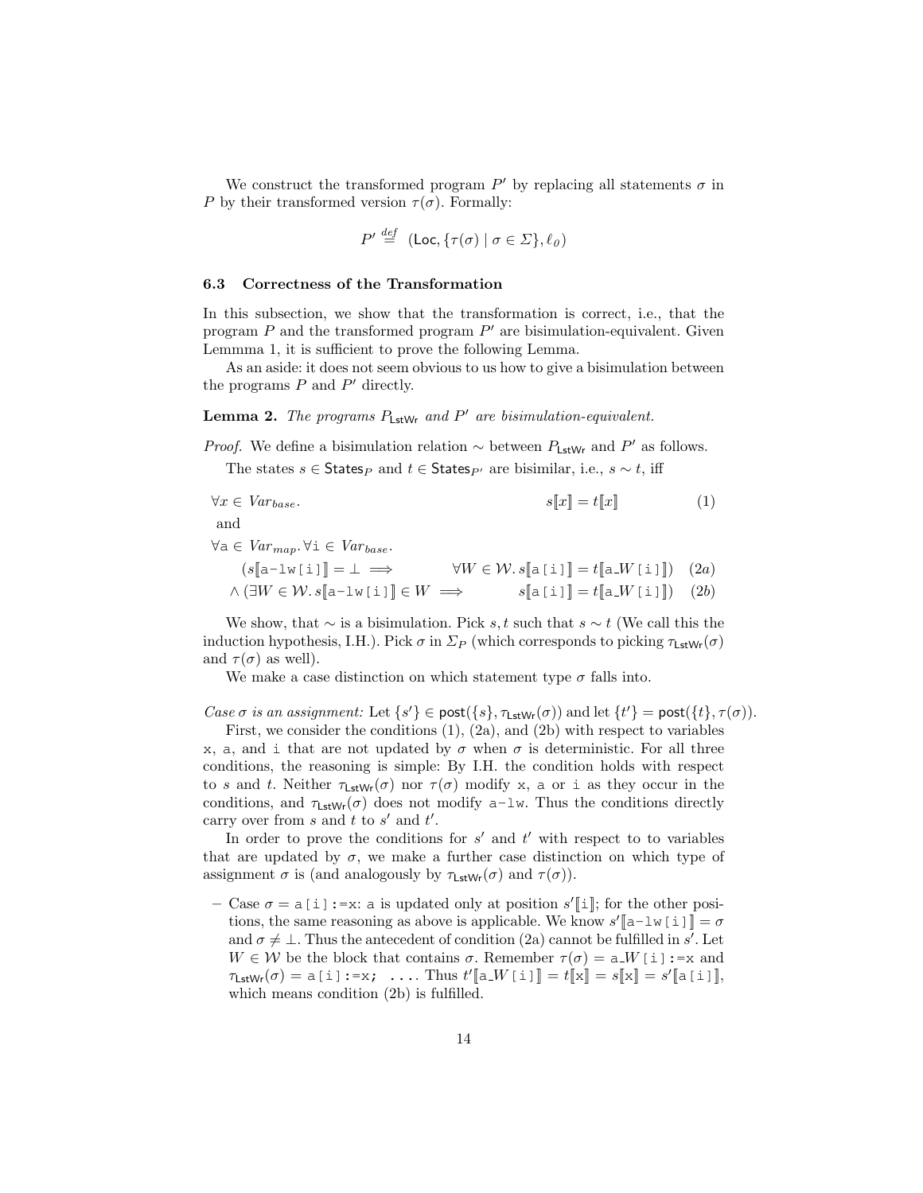We construct the transformed program $P'$ by replacing all statements $\sigma$ in $P$ by their transformed version $\tau(\sigma)$. Formally:

$$P' \stackrel{def}{=} (\mathsf{Loc}, \{\tau(\sigma) \mid \sigma \in \Sigma\}, \ell_0)$$

### 6.3 Correctness of the Transformation

In this subsection, we show that the transformation is correct, i.e., that the program $P$ and the transformed program $P'$ are bisimulation-equivalent. Given Lemmma 1, it is sufficient to prove the following Lemma.

As an aside: it does not seem obvious to us how to give a bisimulation between the programs $P$ and $P'$ directly.

**Lemma 2.** *The programs $P_{\mathsf{LstWr}}$ and $P'$ are bisimulation-equivalent.*

*Proof.* We define a bisimulation relation $\sim$ between $P_{\mathsf{LstWr}}$ and $P'$ as follows.

The states $s \in \mathsf{States}_P$ and $t \in \mathsf{States}_{P'}$ are bisimilar, i.e., $s \sim t$, iff

$$\forall x \in Var_{base}. \qquad s[\![x]\!] = t[\![x]\!] \qquad (1)$$

and

$$\forall \mathtt{a} \in Var_{map}. \forall \mathtt{i} \in Var_{base}.$$

$$(s[\![\mathtt{a\text{-}lw[i]}]\!] = \bot \implies \qquad \forall W \in \mathcal{W}.\, s[\![\mathtt{a[i]}]\!] = t[\![\mathtt{a\_}W\mathtt{[i]}]\!]) \quad (2a)$$

$$\land\ (\exists W \in \mathcal{W}.\, s[\![\mathtt{a\text{-}lw[i]}]\!] \in W \implies \qquad s[\![\mathtt{a[i]}]\!] = t[\![\mathtt{a\_}W\mathtt{[i]}]\!]) \quad (2b)$$

We show, that $\sim$ is a bisimulation. Pick $s, t$ such that $s \sim t$ (We call this the induction hypothesis, I.H.). Pick $\sigma$ in $\Sigma_P$ (which corresponds to picking $\tau_{\mathsf{LstWr}}(\sigma)$ and $\tau(\sigma)$ as well).

We make a case distinction on which statement type $\sigma$ falls into.

*Case $\sigma$ is an assignment:* Let $\{s'\} \in \mathsf{post}(\{s\}, \tau_{\mathsf{LstWr}}(\sigma))$ and let $\{t'\} = \mathsf{post}(\{t\}, \tau(\sigma))$.

First, we consider the conditions (1), (2a), and (2b) with respect to variables x, a, and i that are not updated by $\sigma$ when $\sigma$ is deterministic. For all three conditions, the reasoning is simple: By I.H. the condition holds with respect to $s$ and $t$. Neither $\tau_{\mathsf{LstWr}}(\sigma)$ nor $\tau(\sigma)$ modify x, a or i as they occur in the conditions, and $\tau_{\mathsf{LstWr}}(\sigma)$ does not modify a-lw. Thus the conditions directly carry over from $s$ and $t$ to $s'$ and $t'$.

In order to prove the conditions for $s'$ and $t'$ with respect to to variables that are updated by $\sigma$, we make a further case distinction on which type of assignment $\sigma$ is (and analogously by $\tau_{\mathsf{LstWr}}(\sigma)$ and $\tau(\sigma)$).

– Case $\sigma = \mathtt{a[i]:=x}$: a is updated only at position $s'[\![\mathtt{i}]\!]$; for the other positions, the same reasoning as above is applicable. We know $s'[\![\mathtt{a\text{-}lw[i]}]\!] = \sigma$ and $\sigma \neq \bot$. Thus the antecedent of condition (2a) cannot be fulfilled in $s'$. Let $W \in \mathcal{W}$ be the block that contains $\sigma$. Remember $\tau(\sigma) = \mathtt{a\_}W\mathtt{[i]:=x}$ and $\tau_{\mathsf{LstWr}}(\sigma) = \mathtt{a[i]:=x;\ \ ...}$. Thus $t'[\![\mathtt{a\_}W\mathtt{[i]}]\!] = t[\![\mathtt{x}]\!] = s[\![\mathtt{x}]\!] = s'[\![\mathtt{a[i]}]\!]$, which means condition (2b) is fulfilled.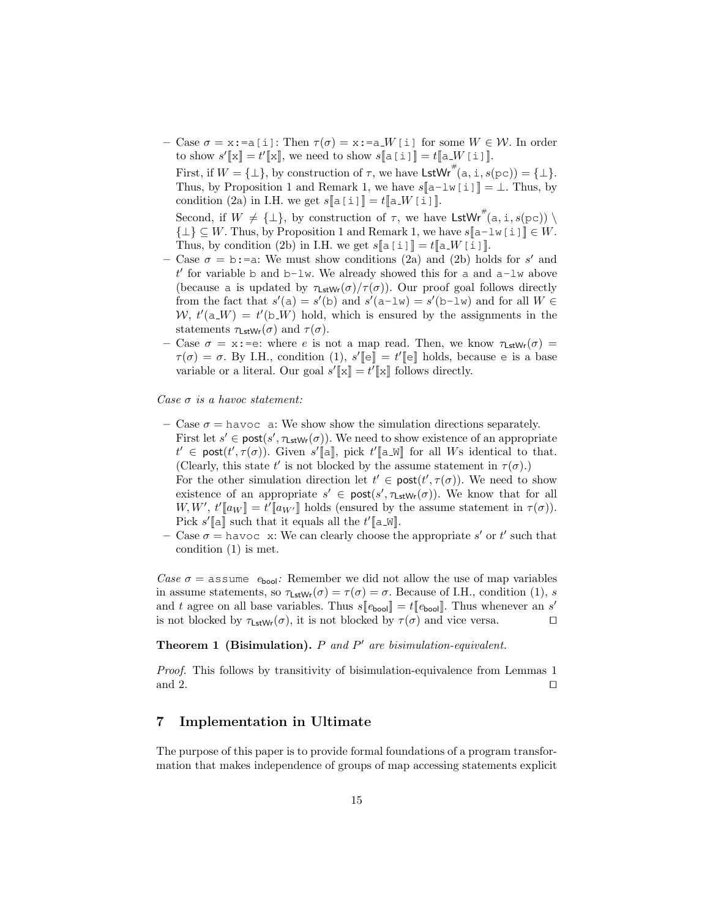- Case $\sigma = \texttt{x:=a[i]}$: Then $\tau(\sigma) = \texttt{x:=a\_}W\texttt{[i]}$ for some $W \in \mathcal{W}$. In order to show $s'[\![\texttt{x}]\!] = t'[\![\texttt{x}]\!]$, we need to show $s[\![\texttt{a[i]}]\!] = t[\![\texttt{a\_}W\texttt{[i]}]\!]$.

  First, if $W = \{\bot\}$, by construction of $\tau$, we have $\mathsf{LstWr}^{\#}(\texttt{a}, \texttt{i}, s(\texttt{pc})) = \{\bot\}$. Thus, by Proposition 1 and Remark 1, we have $s[\![\texttt{a-lw[i]}]\!] = \bot$. Thus, by condition (2a) in I.H. we get $s[\![\texttt{a[i]}]\!] = t[\![\texttt{a\_}W\texttt{[i]}]\!]$.

  Second, if $W \neq \{\bot\}$, by construction of $\tau$, we have $\mathsf{LstWr}^{\#}(\texttt{a}, \texttt{i}, s(\texttt{pc})) \setminus \{\bot\} \subseteq W$. Thus, by Proposition 1 and Remark 1, we have $s[\![\texttt{a-lw[i]}]\!] \in W$. Thus, by condition (2b) in I.H. we get $s[\![\texttt{a[i]}]\!] = t[\![\texttt{a\_}W\texttt{[i]}]\!]$.
- Case $\sigma = \texttt{b:=a}$: We must show conditions (2a) and (2b) holds for $s'$ and $t'$ for variable b and b-lw. We already showed this for a and a-lw above (because a is updated by $\tau_{\mathsf{LstWr}}(\sigma)/\tau(\sigma)$). Our proof goal follows directly from the fact that $s'(\texttt{a}) = s'(\texttt{b})$ and $s'(\texttt{a-lw}) = s'(\texttt{b-lw})$ and for all $W \in \mathcal{W}$, $t'(\texttt{a\_}W) = t'(\texttt{b\_}W)$ hold, which is ensured by the assignments in the statements $\tau_{\mathsf{LstWr}}(\sigma)$ and $\tau(\sigma)$.
- Case $\sigma = \texttt{x:=e}$: where $e$ is not a map read. Then, we know $\tau_{\mathsf{LstWr}}(\sigma) = \tau(\sigma) = \sigma$. By I.H., condition (1), $s'[\![\texttt{e}]\!] = t'[\![\texttt{e}]\!]$ holds, because e is a base variable or a literal. Our goal $s'[\![\texttt{x}]\!] = t'[\![\texttt{x}]\!]$ follows directly.

*Case $\sigma$ is a havoc statement:*

- Case $\sigma = \texttt{havoc a}$: We show show the simulation directions separately. First let $s' \in \mathsf{post}(s', \tau_{\mathsf{LstWr}}(\sigma))$. We need to show existence of an appropriate $t' \in \mathsf{post}(t', \tau(\sigma))$. Given $s'[\![\texttt{a}]\!]$, pick $t'[\![\texttt{a\_W}]\!]$ for all $W$s identical to that. (Clearly, this state $t'$ is not blocked by the assume statement in $\tau(\sigma)$.)
  For the other simulation direction let $t' \in \mathsf{post}(t', \tau(\sigma))$. We need to show existence of an appropriate $s' \in \mathsf{post}(s', \tau_{\mathsf{LstWr}}(\sigma))$. We know that for all $W, W'$, $t'[\![a_W]\!] = t'[\![a_{W'}]\!]$ holds (ensured by the assume statement in $\tau(\sigma)$). Pick $s'[\![\texttt{a}]\!]$ such that it equals all the $t'[\![\texttt{a\_W}]\!]$.
- Case $\sigma = \texttt{havoc x}$: We can clearly choose the appropriate $s'$ or $t'$ such that condition (1) is met.

*Case $\sigma = \texttt{assume}\ e_{\mathsf{bool}}$:* Remember we did not allow the use of map variables in assume statements, so $\tau_{\mathsf{LstWr}}(\sigma) = \tau(\sigma) = \sigma$. Because of I.H., condition (1), $s$ and $t$ agree on all base variables. Thus $s[\![e_{\mathsf{bool}}]\!] = t[\![e_{\mathsf{bool}}]\!]$. Thus whenever an $s'$ is not blocked by $\tau_{\mathsf{LstWr}}(\sigma)$, it is not blocked by $\tau(\sigma)$ and vice versa. □

**Theorem 1 (Bisimulation).** *$P$ and $P'$ are bisimulation-equivalent.*

*Proof.* This follows by transitivity of bisimulation-equivalence from Lemmas 1 and 2. □

## 7 Implementation in Ultimate

The purpose of this paper is to provide formal foundations of a program transformation that makes independence of groups of map accessing statements explicit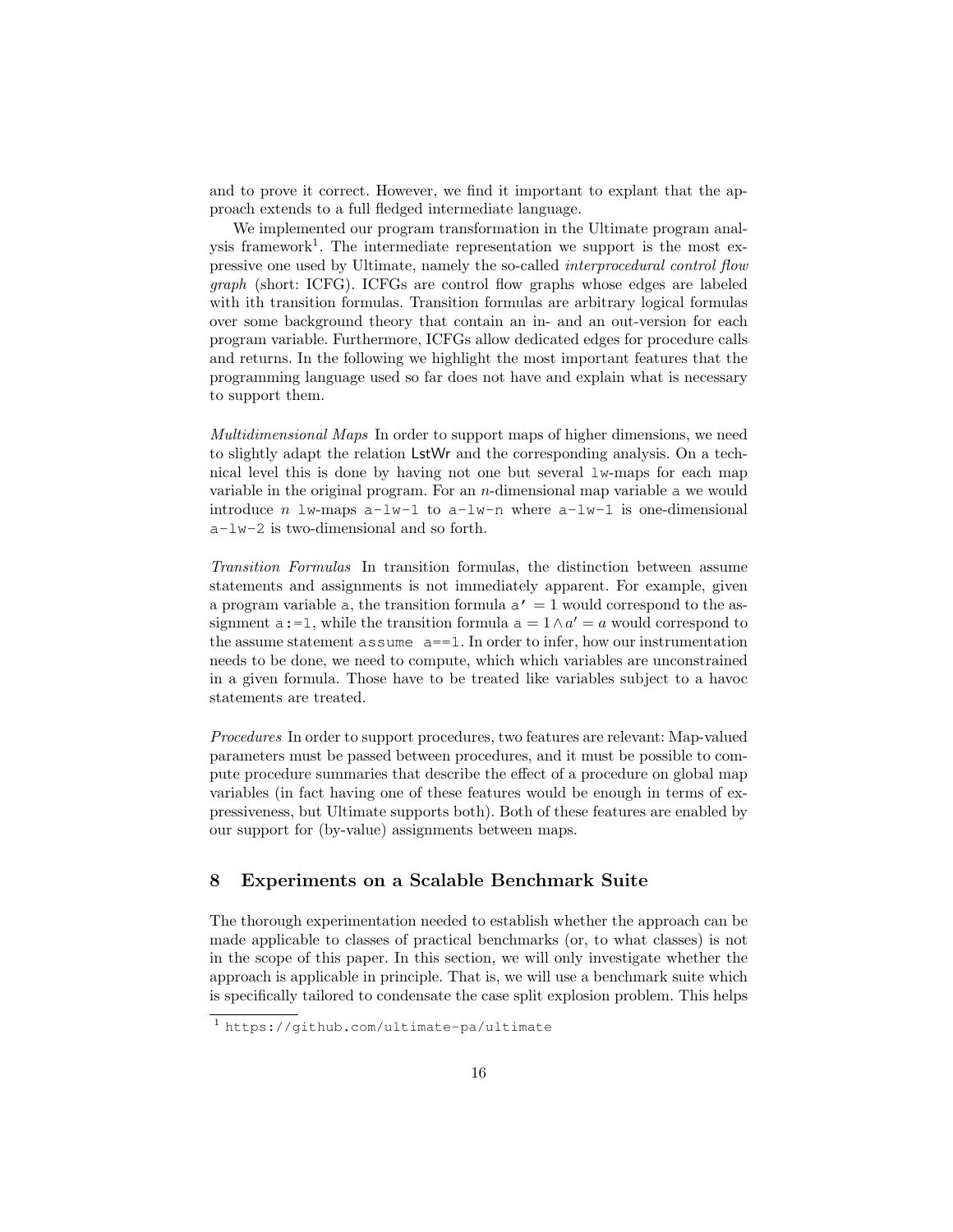and to prove it correct. However, we find it important to explant that the approach extends to a full fledged intermediate language.

We implemented our program transformation in the Ultimate program analysis framework[1]. The intermediate representation we support is the most expressive one used by Ultimate, namely the so-called *interprocedural control flow graph* (short: ICFG). ICFGs are control flow graphs whose edges are labeled with ith transition formulas. Transition formulas are arbitrary logical formulas over some background theory that contain an in- and an out-version for each program variable. Furthermore, ICFGs allow dedicated edges for procedure calls and returns. In the following we highlight the most important features that the programming language used so far does not have and explain what is necessary to support them.

*Multidimensional Maps* In order to support maps of higher dimensions, we need to slightly adapt the relation LstWr and the corresponding analysis. On a technical level this is done by having not one but several `lw`-maps for each map variable in the original program. For an $n$-dimensional map variable `a` we would introduce $n$ `lw`-maps `a-lw-1` to `a-lw-n` where `a-lw-1` is one-dimensional `a-lw-2` is two-dimensional and so forth.

*Transition Formulas* In transition formulas, the distinction between assume statements and assignments is not immediately apparent. For example, given a program variable `a`, the transition formula `a' = 1` would correspond to the assignment `a:=1`, while the transition formula $a = 1 \wedge a' = a$ would correspond to the assume statement `assume a==1`. In order to infer, how our instrumentation needs to be done, we need to compute, which which variables are unconstrained in a given formula. Those have to be treated like variables subject to a havoc statements are treated.

*Procedures* In order to support procedures, two features are relevant: Map-valued parameters must be passed between procedures, and it must be possible to compute procedure summaries that describe the effect of a procedure on global map variables (in fact having one of these features would be enough in terms of expressiveness, but Ultimate supports both). Both of these features are enabled by our support for (by-value) assignments between maps.

## 8 Experiments on a Scalable Benchmark Suite

The thorough experimentation needed to establish whether the approach can be made applicable to classes of practical benchmarks (or, to what classes) is not in the scope of this paper. In this section, we will only investigate whether the approach is applicable in principle. That is, we will use a benchmark suite which is specifically tailored to condensate the case split explosion problem. This helps

[1] https://github.com/ultimate-pa/ultimate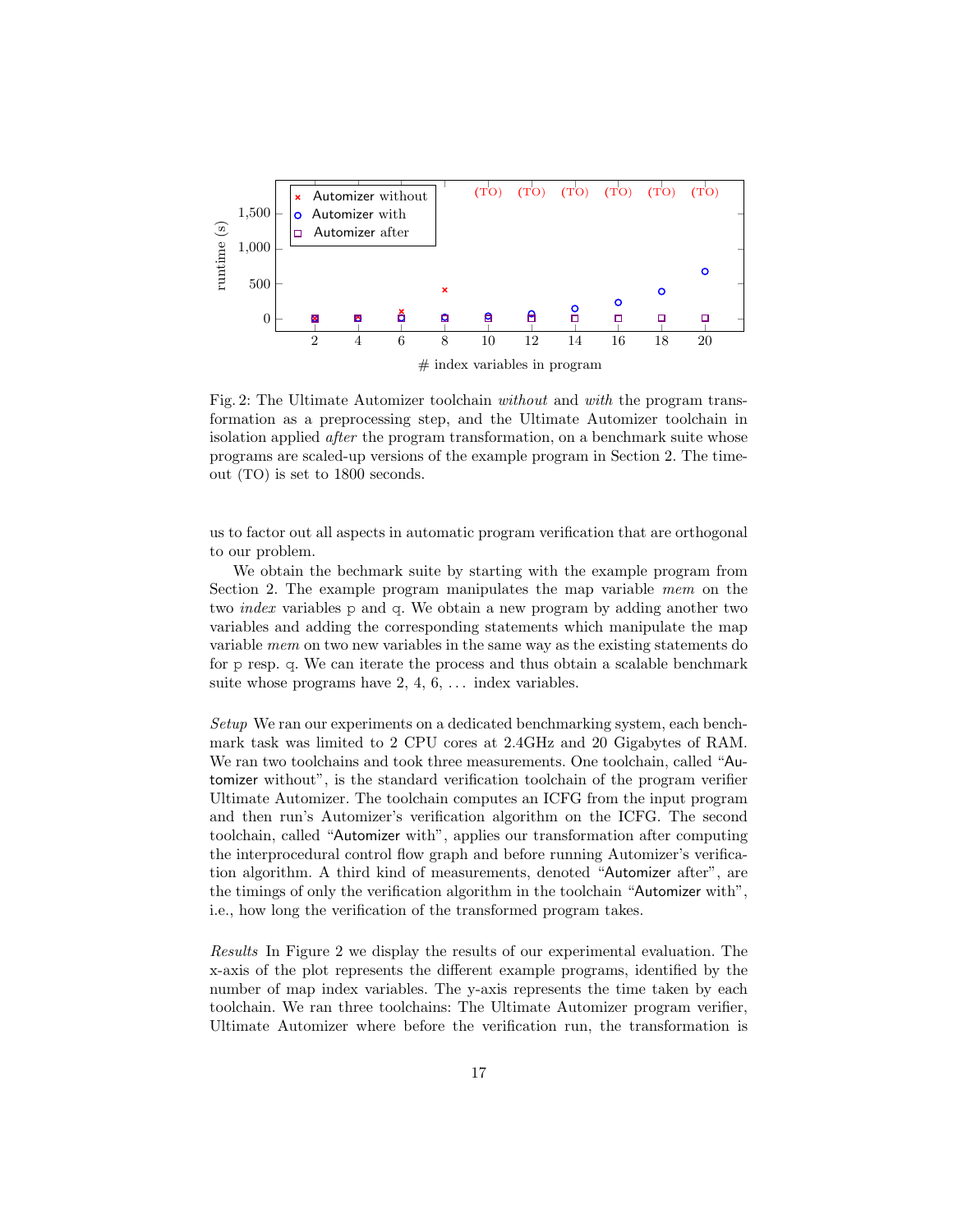Fig. 2: The Ultimate Automizer toolchain *without* and *with* the program transformation as a preprocessing step, and the Ultimate Automizer toolchain in isolation applied *after* the program transformation, on a benchmark suite whose programs are scaled-up versions of the example program in Section 2. The timeout (TO) is set to 1800 seconds.

us to factor out all aspects in automatic program verification that are orthogonal to our problem.

We obtain the bechmark suite by starting with the example program from Section 2. The example program manipulates the map variable *mem* on the two *index* variables p and q. We obtain a new program by adding another two variables and adding the corresponding statements which manipulate the map variable *mem* on two new variables in the same way as the existing statements do for p resp. q. We can iterate the process and thus obtain a scalable benchmark suite whose programs have 2, 4, 6, ... index variables.

*Setup* We ran our experiments on a dedicated benchmarking system, each benchmark task was limited to 2 CPU cores at 2.4GHz and 20 Gigabytes of RAM. We ran two toolchains and took three measurements. One toolchain, called "Automizer without", is the standard verification toolchain of the program verifier Ultimate Automizer. The toolchain computes an ICFG from the input program and then run's Automizer's verification algorithm on the ICFG. The second toolchain, called "Automizer with", applies our transformation after computing the interprocedural control flow graph and before running Automizer's verification algorithm. A third kind of measurements, denoted "Automizer after", are the timings of only the verification algorithm in the toolchain "Automizer with", i.e., how long the verification of the transformed program takes.

*Results* In Figure 2 we display the results of our experimental evaluation. The x-axis of the plot represents the different example programs, identified by the number of map index variables. The y-axis represents the time taken by each toolchain. We ran three toolchains: The Ultimate Automizer program verifier, Ultimate Automizer where before the verification run, the transformation is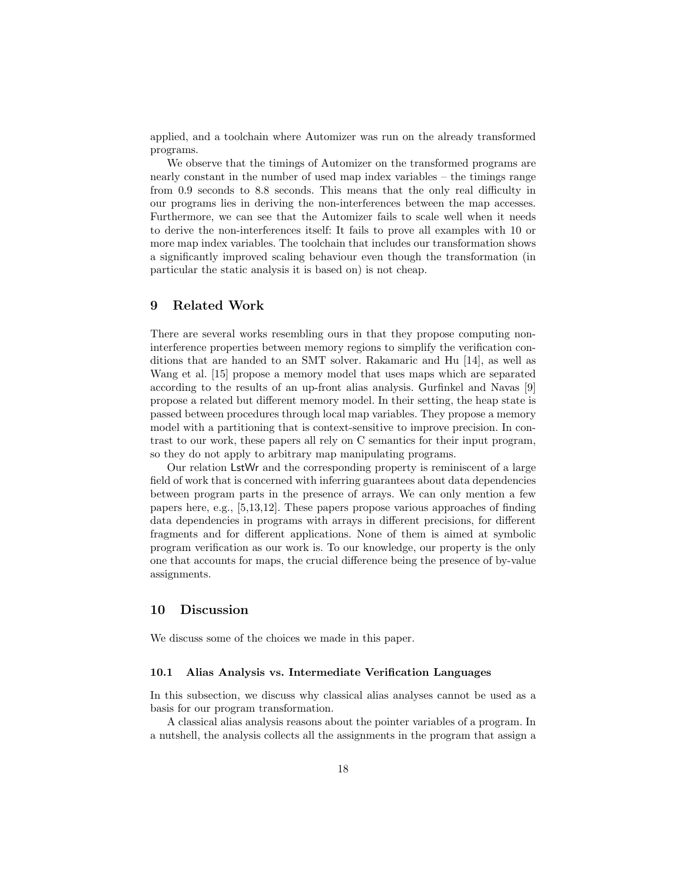applied, and a toolchain where Automizer was run on the already transformed programs.

We observe that the timings of Automizer on the transformed programs are nearly constant in the number of used map index variables – the timings range from 0.9 seconds to 8.8 seconds. This means that the only real difficulty in our programs lies in deriving the non-interferences between the map accesses. Furthermore, we can see that the Automizer fails to scale well when it needs to derive the non-interferences itself: It fails to prove all examples with 10 or more map index variables. The toolchain that includes our transformation shows a significantly improved scaling behaviour even though the transformation (in particular the static analysis it is based on) is not cheap.

## 9 Related Work

There are several works resembling ours in that they propose computing non-interference properties between memory regions to simplify the verification conditions that are handed to an SMT solver. Rakamaric and Hu [14], as well as Wang et al. [15] propose a memory model that uses maps which are separated according to the results of an up-front alias analysis. Gurfinkel and Navas [9] propose a related but different memory model. In their setting, the heap state is passed between procedures through local map variables. They propose a memory model with a partitioning that is context-sensitive to improve precision. In contrast to our work, these papers all rely on C semantics for their input program, so they do not apply to arbitrary map manipulating programs.

Our relation LstWr and the corresponding property is reminiscent of a large field of work that is concerned with inferring guarantees about data dependencies between program parts in the presence of arrays. We can only mention a few papers here, e.g., [5,13,12]. These papers propose various approaches of finding data dependencies in programs with arrays in different precisions, for different fragments and for different applications. None of them is aimed at symbolic program verification as our work is. To our knowledge, our property is the only one that accounts for maps, the crucial difference being the presence of by-value assignments.

## 10 Discussion

We discuss some of the choices we made in this paper.

### 10.1 Alias Analysis vs. Intermediate Verification Languages

In this subsection, we discuss why classical alias analyses cannot be used as a basis for our program transformation.

A classical alias analysis reasons about the pointer variables of a program. In a nutshell, the analysis collects all the assignments in the program that assign a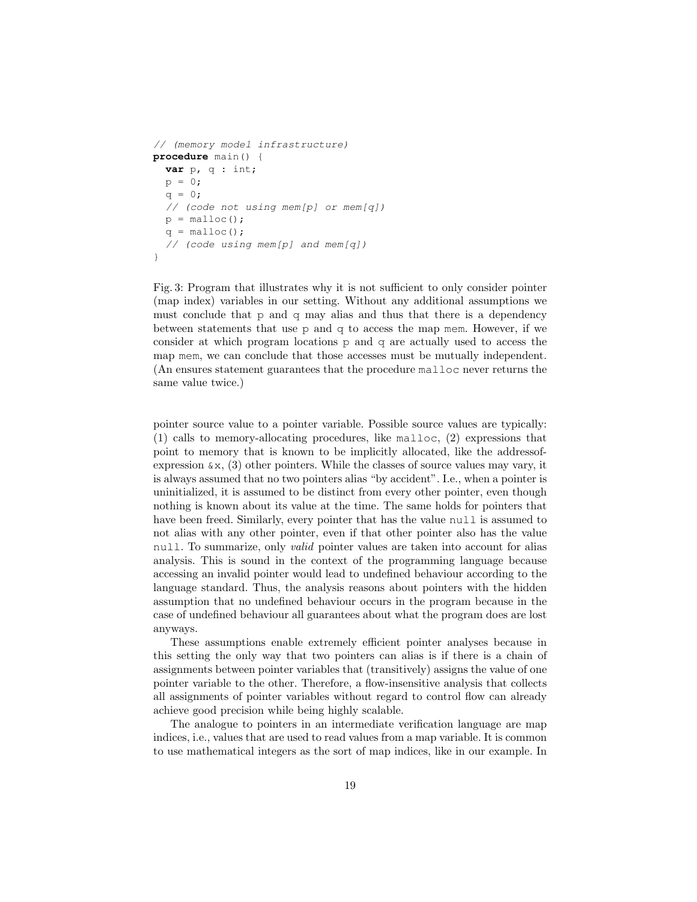```
// (memory model infrastructure)
procedure main() {
  var p, q : int;
  p = 0;
  q = 0;
  // (code not using mem[p] or mem[q])
  p = malloc();
  q = malloc();
  // (code using mem[p] and mem[q])
}
```

Fig. 3: Program that illustrates why it is not sufficient to only consider pointer (map index) variables in our setting. Without any additional assumptions we must conclude that p and q may alias and thus that there is a dependency between statements that use p and q to access the map mem. However, if we consider at which program locations p and q are actually used to access the map mem, we can conclude that those accesses must be mutually independent. (An ensures statement guarantees that the procedure malloc never returns the same value twice.)

pointer source value to a pointer variable. Possible source values are typically: (1) calls to memory-allocating procedures, like malloc, (2) expressions that point to memory that is known to be implicitly allocated, like the addressof-expression &x, (3) other pointers. While the classes of source values may vary, it is always assumed that no two pointers alias "by accident". I.e., when a pointer is uninitialized, it is assumed to be distinct from every other pointer, even though nothing is known about its value at the time. The same holds for pointers that have been freed. Similarly, every pointer that has the value null is assumed to not alias with any other pointer, even if that other pointer also has the value null. To summarize, only *valid* pointer values are taken into account for alias analysis. This is sound in the context of the programming language because accessing an invalid pointer would lead to undefined behaviour according to the language standard. Thus, the analysis reasons about pointers with the hidden assumption that no undefined behaviour occurs in the program because in the case of undefined behaviour all guarantees about what the program does are lost anyways.

These assumptions enable extremely efficient pointer analyses because in this setting the only way that two pointers can alias is if there is a chain of assignments between pointer variables that (transitively) assigns the value of one pointer variable to the other. Therefore, a flow-insensitive analysis that collects all assignments of pointer variables without regard to control flow can already achieve good precision while being highly scalable.

The analogue to pointers in an intermediate verification language are map indices, i.e., values that are used to read values from a map variable. It is common to use mathematical integers as the sort of map indices, like in our example. In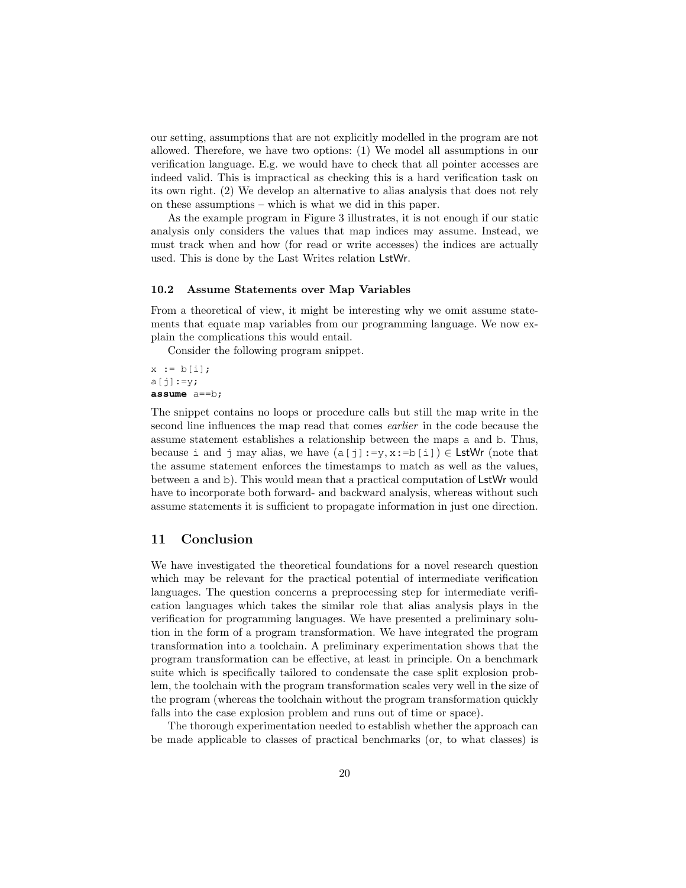our setting, assumptions that are not explicitly modelled in the program are not allowed. Therefore, we have two options: (1) We model all assumptions in our verification language. E.g. we would have to check that all pointer accesses are indeed valid. This is impractical as checking this is a hard verification task on its own right. (2) We develop an alternative to alias analysis that does not rely on these assumptions – which is what we did in this paper.

As the example program in Figure 3 illustrates, it is not enough if our static analysis only considers the values that map indices may assume. Instead, we must track when and how (for read or write accesses) the indices are actually used. This is done by the Last Writes relation LstWr.

### 10.2 Assume Statements over Map Variables

From a theoretical of view, it might be interesting why we omit assume statements that equate map variables from our programming language. We now explain the complications this would entail.

Consider the following program snippet.

```
x := b[i];
a[j]:=y;
assume a==b;
```

The snippet contains no loops or procedure calls but still the map write in the second line influences the map read that comes *earlier* in the code because the assume statement establishes a relationship between the maps `a` and `b`. Thus, because `i` and `j` may alias, we have $(\texttt{a[j]:=y}, \texttt{x:=b[i]}) \in \mathsf{LstWr}$ (note that the assume statement enforces the timestamps to match as well as the values, between `a` and `b`). This would mean that a practical computation of LstWr would have to incorporate both forward- and backward analysis, whereas without such assume statements it is sufficient to propagate information in just one direction.

## 11 Conclusion

We have investigated the theoretical foundations for a novel research question which may be relevant for the practical potential of intermediate verification languages. The question concerns a preprocessing step for intermediate verification languages which takes the similar role that alias analysis plays in the verification for programming languages. We have presented a preliminary solution in the form of a program transformation. We have integrated the program transformation into a toolchain. A preliminary experimentation shows that the program transformation can be effective, at least in principle. On a benchmark suite which is specifically tailored to condensate the case split explosion problem, the toolchain with the program transformation scales very well in the size of the program (whereas the toolchain without the program transformation quickly falls into the case explosion problem and runs out of time or space).

The thorough experimentation needed to establish whether the approach can be made applicable to classes of practical benchmarks (or, to what classes) is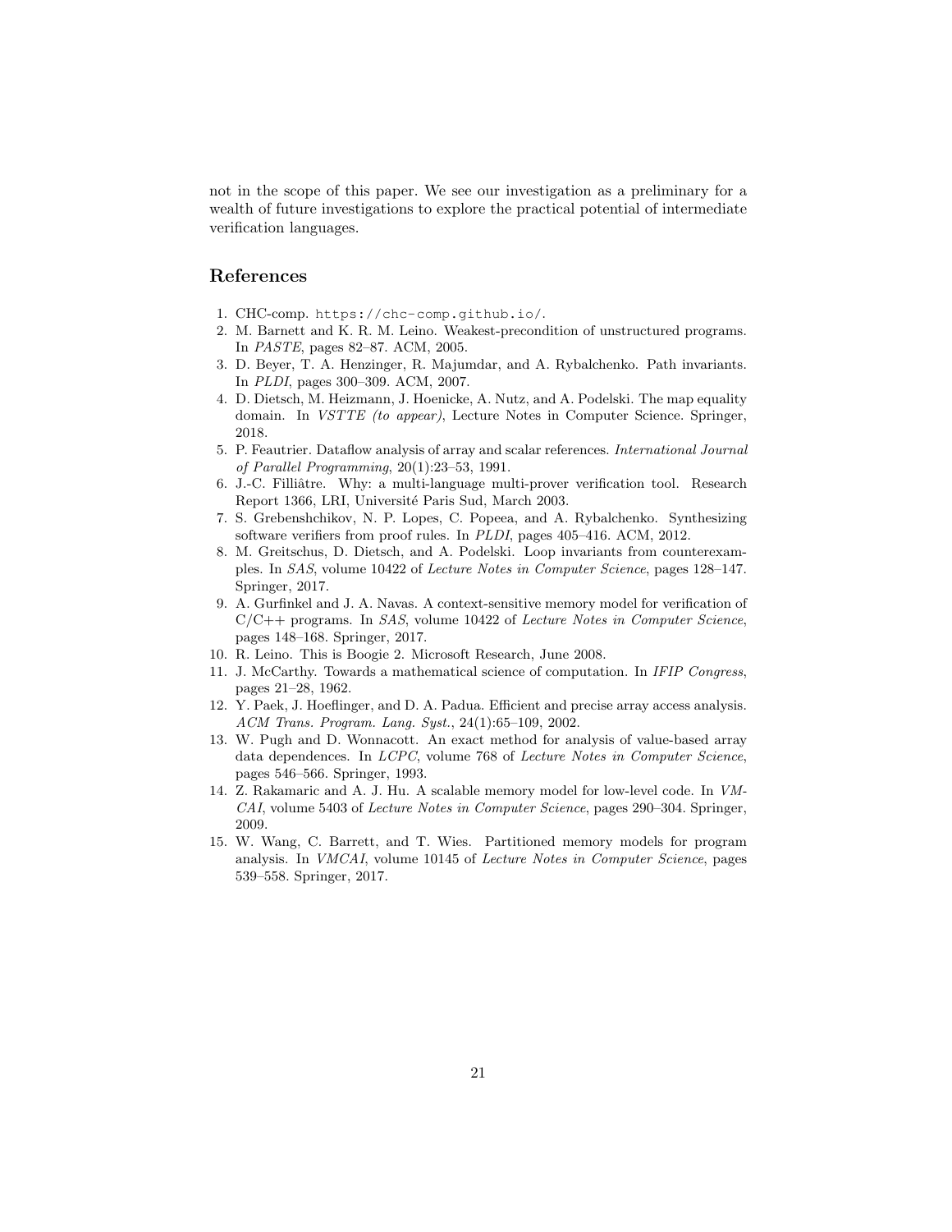not in the scope of this paper. We see our investigation as a preliminary for a wealth of future investigations to explore the practical potential of intermediate verification languages.

## References

1. CHC-comp. `https://chc-comp.github.io/`.
2. M. Barnett and K. R. M. Leino. Weakest-precondition of unstructured programs. In *PASTE*, pages 82–87. ACM, 2005.
3. D. Beyer, T. A. Henzinger, R. Majumdar, and A. Rybalchenko. Path invariants. In *PLDI*, pages 300–309. ACM, 2007.
4. D. Dietsch, M. Heizmann, J. Hoenicke, A. Nutz, and A. Podelski. The map equality domain. In *VSTTE (to appear)*, Lecture Notes in Computer Science. Springer, 2018.
5. P. Feautrier. Dataflow analysis of array and scalar references. *International Journal of Parallel Programming*, 20(1):23–53, 1991.
6. J.-C. Filliâtre. Why: a multi-language multi-prover verification tool. Research Report 1366, LRI, Université Paris Sud, March 2003.
7. S. Grebenshchikov, N. P. Lopes, C. Popeea, and A. Rybalchenko. Synthesizing software verifiers from proof rules. In *PLDI*, pages 405–416. ACM, 2012.
8. M. Greitschus, D. Dietsch, and A. Podelski. Loop invariants from counterexamples. In *SAS*, volume 10422 of *Lecture Notes in Computer Science*, pages 128–147. Springer, 2017.
9. A. Gurfinkel and J. A. Navas. A context-sensitive memory model for verification of C/C++ programs. In *SAS*, volume 10422 of *Lecture Notes in Computer Science*, pages 148–168. Springer, 2017.
10. R. Leino. This is Boogie 2. Microsoft Research, June 2008.
11. J. McCarthy. Towards a mathematical science of computation. In *IFIP Congress*, pages 21–28, 1962.
12. Y. Paek, J. Hoeflinger, and D. A. Padua. Efficient and precise array access analysis. *ACM Trans. Program. Lang. Syst.*, 24(1):65–109, 2002.
13. W. Pugh and D. Wonnacott. An exact method for analysis of value-based array data dependences. In *LCPC*, volume 768 of *Lecture Notes in Computer Science*, pages 546–566. Springer, 1993.
14. Z. Rakamaric and A. J. Hu. A scalable memory model for low-level code. In *VMCAI*, volume 5403 of *Lecture Notes in Computer Science*, pages 290–304. Springer, 2009.
15. W. Wang, C. Barrett, and T. Wies. Partitioned memory models for program analysis. In *VMCAI*, volume 10145 of *Lecture Notes in Computer Science*, pages 539–558. Springer, 2017.